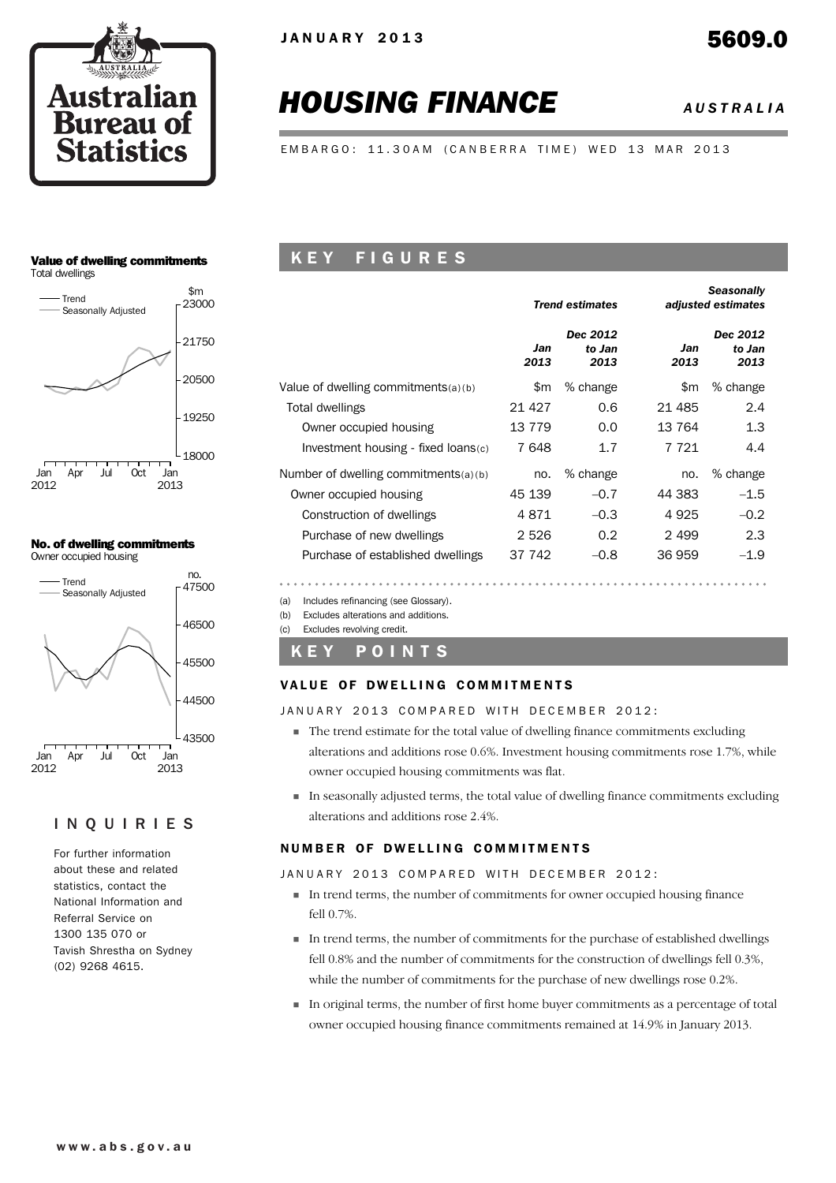JANUARY 2013

5609.0

# HOUSING FINANCE

*AUSTRALIA*

EMBARGO: 11.30AM (CANBERRA TIME) WED 13 MAR 2013

### Value of dwelling commitments
Total dwellings

### No. of dwelling commitments
Owner occupied housing

## KEY FIGURES

| | Trend estimates | | Seasonally adjusted estimates | |
|---|---|---|---|---|
| | Jan 2013 | Dec 2012 to Jan 2013 | Jan 2013 | Dec 2012 to Jan 2013 |
| Value of dwelling commitments(a)(b) | $m | % change | $m | % change |
| Total dwellings | 21 427 | 0.6 | 21 485 | 2.4 |
| Owner occupied housing | 13 779 | 0.0 | 13 764 | 1.3 |
| Investment housing - fixed loans(c) | 7 648 | 1.7 | 7 721 | 4.4 |
| Number of dwelling commitments(a)(b) | no. | % change | no. | % change |
| Owner occupied housing | 45 139 | –0.7 | 44 383 | –1.5 |
| Construction of dwellings | 4 871 | –0.3 | 4 925 | –0.2 |
| Purchase of new dwellings | 2 526 | 0.2 | 2 499 | 2.3 |
| Purchase of established dwellings | 37 742 | –0.8 | 36 959 | –1.9 |

(a) Includes refinancing (see Glossary).
(b) Excludes alterations and additions.
(c) Excludes revolving credit.

## KEY POINTS

### VALUE OF DWELLING COMMITMENTS

JANUARY 2013 COMPARED WITH DECEMBER 2012:

- The trend estimate for the total value of dwelling finance commitments excluding alterations and additions rose 0.6%. Investment housing commitments rose 1.7%, while owner occupied housing commitments was flat.
- In seasonally adjusted terms, the total value of dwelling finance commitments excluding alterations and additions rose 2.4%.

### NUMBER OF DWELLING COMMITMENTS

JANUARY 2013 COMPARED WITH DECEMBER 2012:

- In trend terms, the number of commitments for owner occupied housing finance fell 0.7%.
- In trend terms, the number of commitments for the purchase of established dwellings fell 0.8% and the number of commitments for the construction of dwellings fell 0.3%, while the number of commitments for the purchase of new dwellings rose 0.2%.
- In original terms, the number of first home buyer commitments as a percentage of total owner occupied housing finance commitments remained at 14.9% in January 2013.

## INQUIRIES

For further information about these and related statistics, contact the National Information and Referral Service on 1300 135 070 or Tavish Shrestha on Sydney (02) 9268 4615.

www.abs.gov.au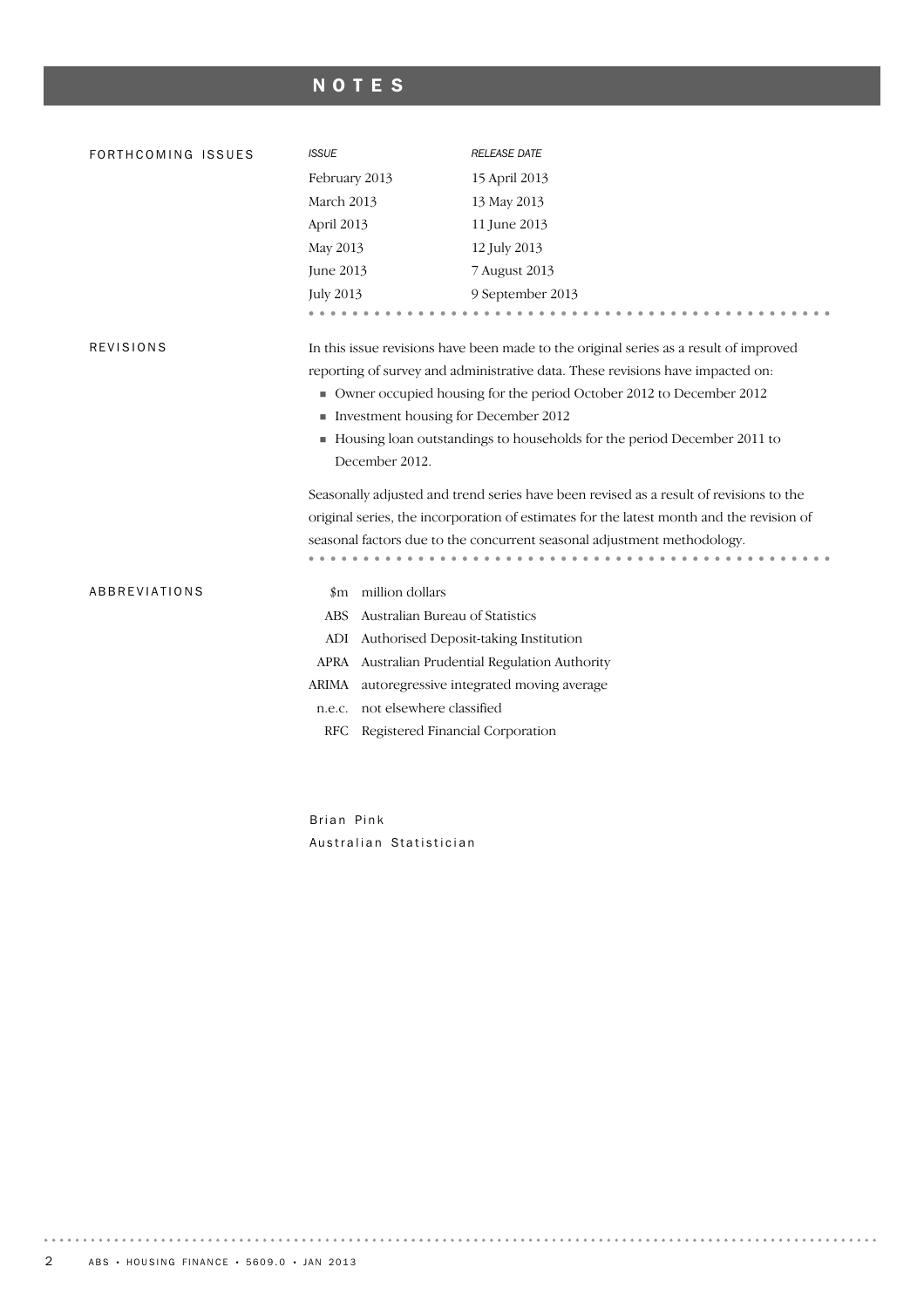# NOTES

## FORTHCOMING ISSUES

| *ISSUE* | *RELEASE DATE* |
|---|---|
| February 2013 | 15 April 2013 |
| March 2013 | 13 May 2013 |
| April 2013 | 11 June 2013 |
| May 2013 | 12 July 2013 |
| June 2013 | 7 August 2013 |
| July 2013 | 9 September 2013 |

## REVISIONS

In this issue revisions have been made to the original series as a result of improved reporting of survey and administrative data. These revisions have impacted on:

- Owner occupied housing for the period October 2012 to December 2012
- Investment housing for December 2012
- Housing loan outstandings to households for the period December 2011 to December 2012.

Seasonally adjusted and trend series have been revised as a result of revisions to the original series, the incorporation of estimates for the latest month and the revision of seasonal factors due to the concurrent seasonal adjustment methodology.

## ABBREVIATIONS

| | |
|---|---|
| $m | million dollars |
| ABS | Australian Bureau of Statistics |
| ADI | Authorised Deposit-taking Institution |
| APRA | Australian Prudential Regulation Authority |
| ARIMA | autoregressive integrated moving average |
| n.e.c. | not elsewhere classified |
| RFC | Registered Financial Corporation |

Brian Pink
Australian Statistician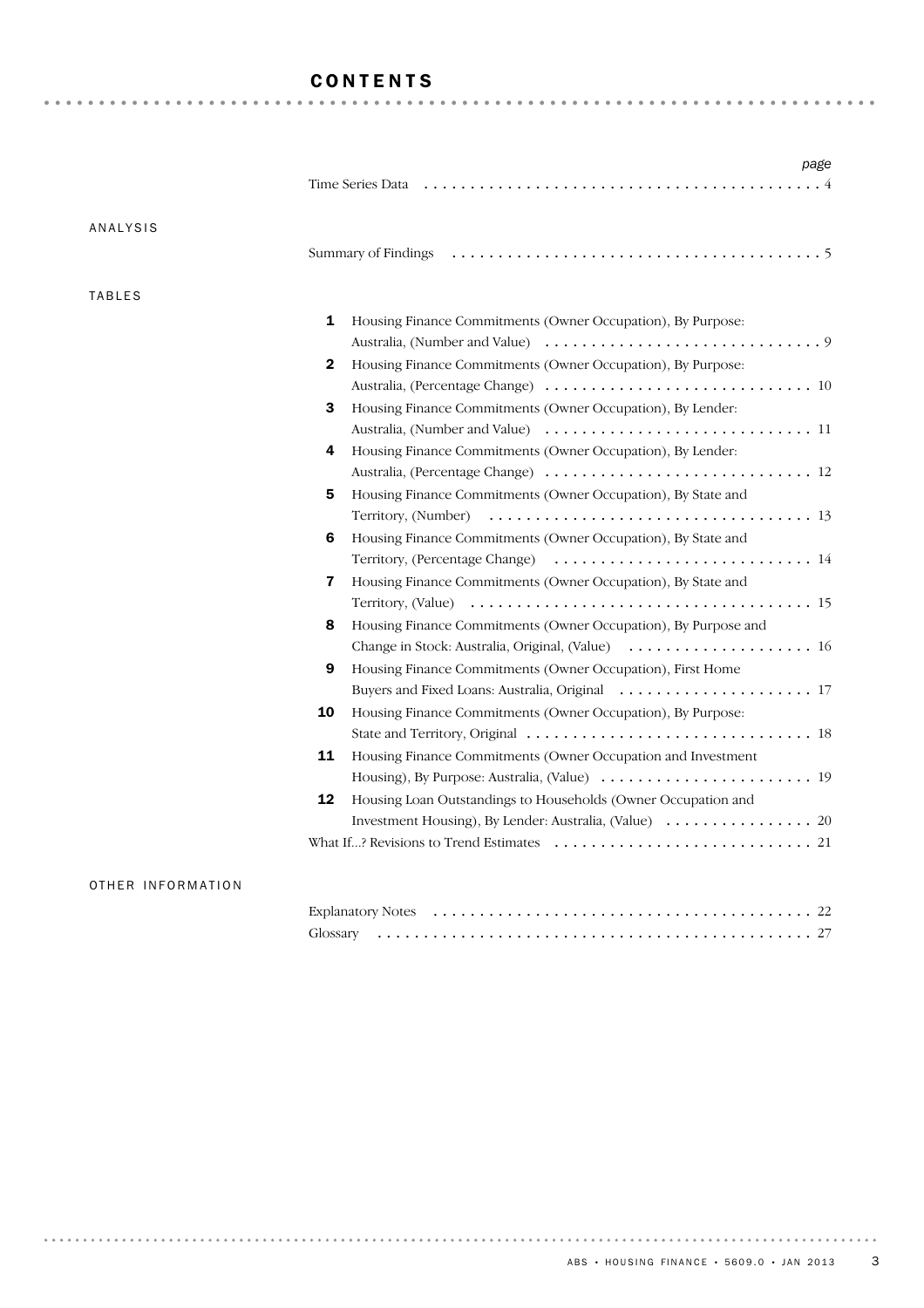# CONTENTS

| | | page |
|---|---|---|
| | Time Series Data | 4 |

## ANALYSIS

| | | page |
|---|---|---|
| | Summary of Findings | 5 |

## TABLES

| | | page |
|---|---|---|
| 1 | Housing Finance Commitments (Owner Occupation), By Purpose: Australia, (Number and Value) | 9 |
| 2 | Housing Finance Commitments (Owner Occupation), By Purpose: Australia, (Percentage Change) | 10 |
| 3 | Housing Finance Commitments (Owner Occupation), By Lender: Australia, (Number and Value) | 11 |
| 4 | Housing Finance Commitments (Owner Occupation), By Lender: Australia, (Percentage Change) | 12 |
| 5 | Housing Finance Commitments (Owner Occupation), By State and Territory, (Number) | 13 |
| 6 | Housing Finance Commitments (Owner Occupation), By State and Territory, (Percentage Change) | 14 |
| 7 | Housing Finance Commitments (Owner Occupation), By State and Territory, (Value) | 15 |
| 8 | Housing Finance Commitments (Owner Occupation), By Purpose and Change in Stock: Australia, Original, (Value) | 16 |
| 9 | Housing Finance Commitments (Owner Occupation), First Home Buyers and Fixed Loans: Australia, Original | 17 |
| 10 | Housing Finance Commitments (Owner Occupation), By Purpose: State and Territory, Original | 18 |
| 11 | Housing Finance Commitments (Owner Occupation and Investment Housing), By Purpose: Australia, (Value) | 19 |
| 12 | Housing Loan Outstandings to Households (Owner Occupation and Investment Housing), By Lender: Australia, (Value) | 20 |
| | What If...? Revisions to Trend Estimates | 21 |

## OTHER INFORMATION

| | | page |
|---|---|---|
| | Explanatory Notes | 22 |
| | Glossary | 27 |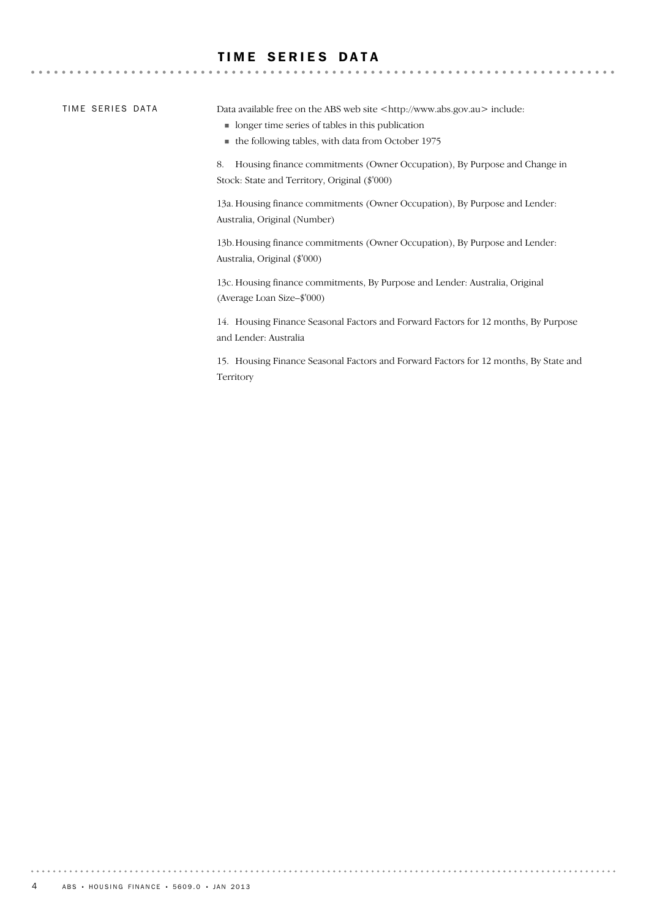# TIME SERIES DATA

TIME SERIES DATA

Data available free on the ABS web site <http://www.abs.gov.au> include:

- longer time series of tables in this publication
- the following tables, with data from October 1975

8. Housing finance commitments (Owner Occupation), By Purpose and Change in Stock: State and Territory, Original ($'000)

13a. Housing finance commitments (Owner Occupation), By Purpose and Lender: Australia, Original (Number)

13b. Housing finance commitments (Owner Occupation), By Purpose and Lender: Australia, Original ($'000)

13c. Housing finance commitments, By Purpose and Lender: Australia, Original (Average Loan Size–$'000)

14. Housing Finance Seasonal Factors and Forward Factors for 12 months, By Purpose and Lender: Australia

15. Housing Finance Seasonal Factors and Forward Factors for 12 months, By State and Territory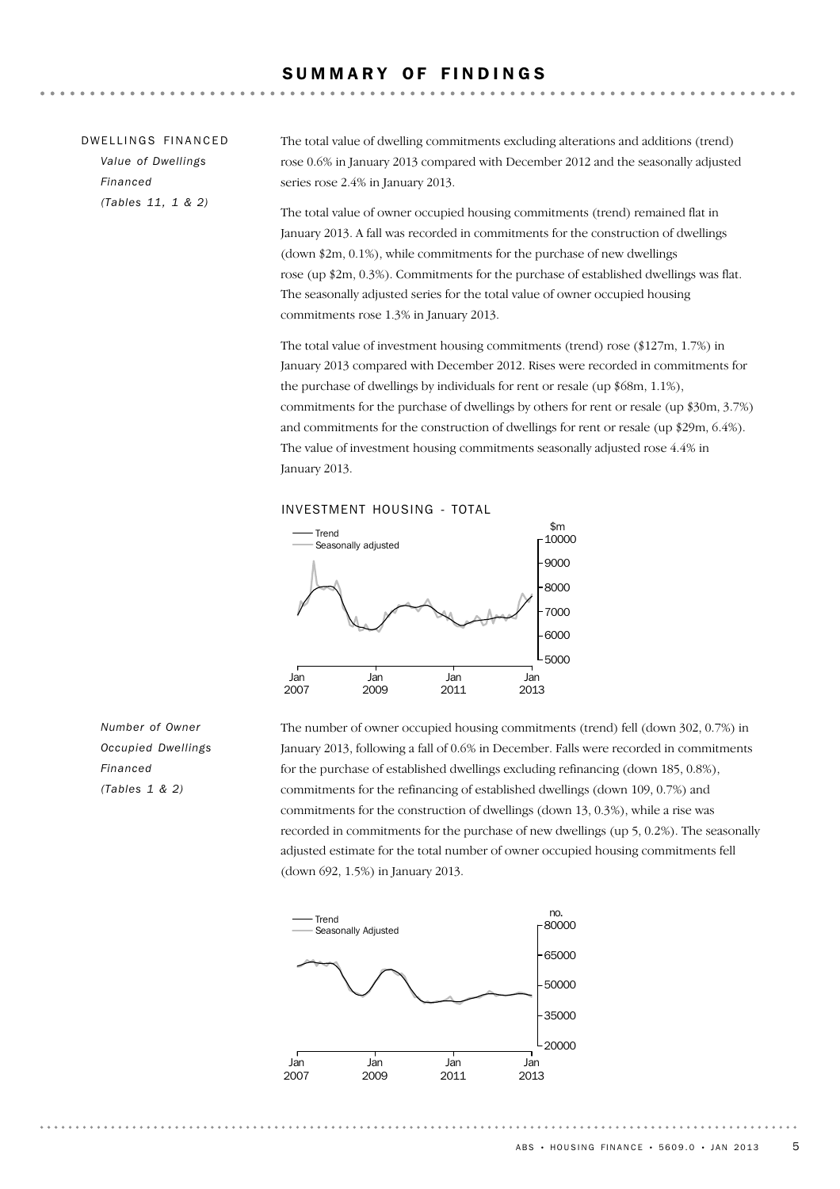# SUMMARY OF FINDINGS

## DWELLINGS FINANCED

*Value of Dwellings Financed (Tables 11, 1 & 2)*

The total value of dwelling commitments excluding alterations and additions (trend) rose 0.6% in January 2013 compared with December 2012 and the seasonally adjusted series rose 2.4% in January 2013.

The total value of owner occupied housing commitments (trend) remained flat in January 2013. A fall was recorded in commitments for the construction of dwellings (down $2m, 0.1%), while commitments for the purchase of new dwellings rose (up $2m, 0.3%). Commitments for the purchase of established dwellings was flat. The seasonally adjusted series for the total value of owner occupied housing commitments rose 1.3% in January 2013.

The total value of investment housing commitments (trend) rose ($127m, 1.7%) in January 2013 compared with December 2012. Rises were recorded in commitments for the purchase of dwellings by individuals for rent or resale (up $68m, 1.1%), commitments for the purchase of dwellings by others for rent or resale (up $30m, 3.7%) and commitments for the construction of dwellings for rent or resale (up $29m, 6.4%). The value of investment housing commitments seasonally adjusted rose 4.4% in January 2013.

INVESTMENT HOUSING - TOTAL

*Number of Owner Occupied Dwellings Financed (Tables 1 & 2)*

The number of owner occupied housing commitments (trend) fell (down 302, 0.7%) in January 2013, following a fall of 0.6% in December. Falls were recorded in commitments for the purchase of established dwellings excluding refinancing (down 185, 0.8%), commitments for the refinancing of established dwellings (down 109, 0.7%) and commitments for the construction of dwellings (down 13, 0.3%), while a rise was recorded in commitments for the purchase of new dwellings (up 5, 0.2%). The seasonally adjusted estimate for the total number of owner occupied housing commitments fell (down 692, 1.5%) in January 2013.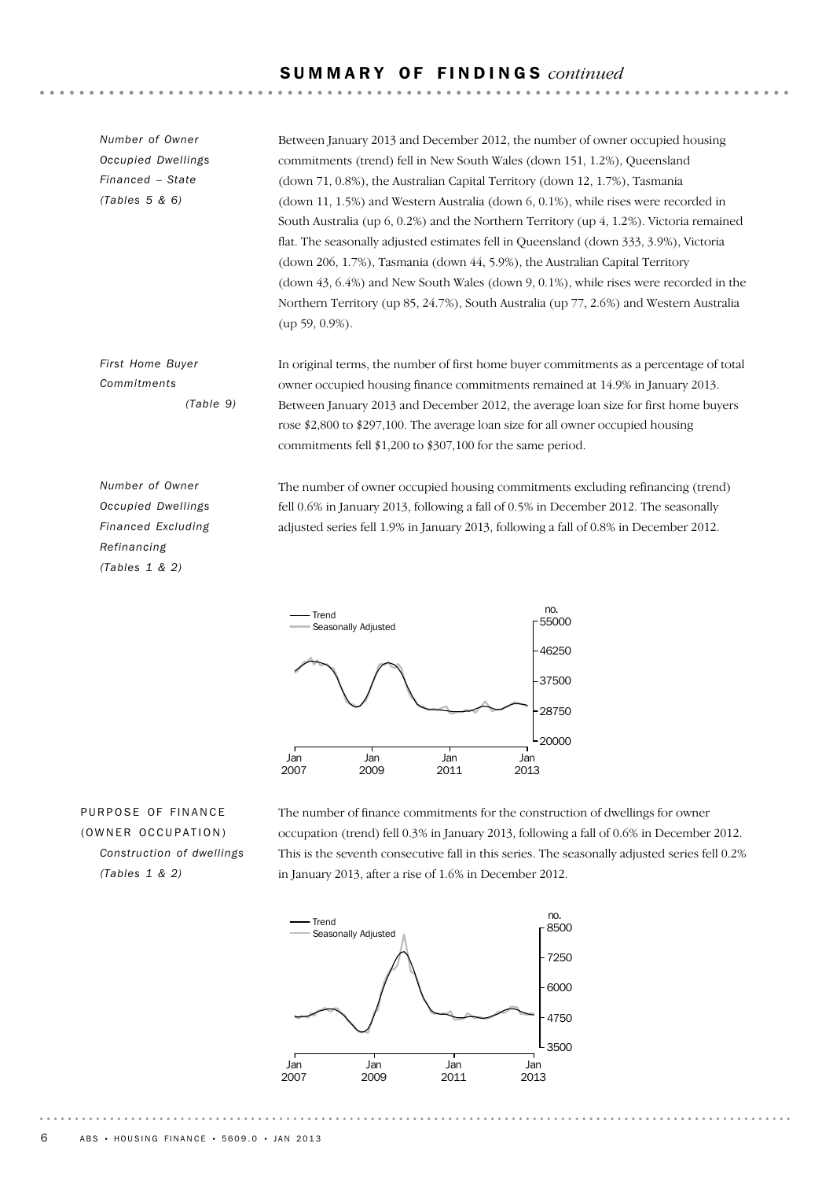## SUMMARY OF FINDINGS *continued*

*Number of Owner Occupied Dwellings Financed – State (Tables 5 & 6)*

Between January 2013 and December 2012, the number of owner occupied housing commitments (trend) fell in New South Wales (down 151, 1.2%), Queensland (down 71, 0.8%), the Australian Capital Territory (down 12, 1.7%), Tasmania (down 11, 1.5%) and Western Australia (down 6, 0.1%), while rises were recorded in South Australia (up 6, 0.2%) and the Northern Territory (up 4, 1.2%). Victoria remained flat. The seasonally adjusted estimates fell in Queensland (down 333, 3.9%), Victoria (down 206, 1.7%), Tasmania (down 44, 5.9%), the Australian Capital Territory (down 43, 6.4%) and New South Wales (down 9, 0.1%), while rises were recorded in the Northern Territory (up 85, 24.7%), South Australia (up 77, 2.6%) and Western Australia (up 59, 0.9%).

*First Home Buyer Commitments (Table 9)*

In original terms, the number of first home buyer commitments as a percentage of total owner occupied housing finance commitments remained at 14.9% in January 2013. Between January 2013 and December 2012, the average loan size for first home buyers rose $2,800 to $297,100. The average loan size for all owner occupied housing commitments fell $1,200 to $307,100 for the same period.

*Number of Owner Occupied Dwellings Financed Excluding Refinancing (Tables 1 & 2)*

The number of owner occupied housing commitments excluding refinancing (trend) fell 0.6% in January 2013, following a fall of 0.5% in December 2012. The seasonally adjusted series fell 1.9% in January 2013, following a fall of 0.8% in December 2012.

### PURPOSE OF FINANCE (OWNER OCCUPATION)

*Construction of dwellings (Tables 1 & 2)*

The number of finance commitments for the construction of dwellings for owner occupation (trend) fell 0.3% in January 2013, following a fall of 0.6% in December 2012. This is the seventh consecutive fall in this series. The seasonally adjusted series fell 0.2% in January 2013, after a rise of 1.6% in December 2012.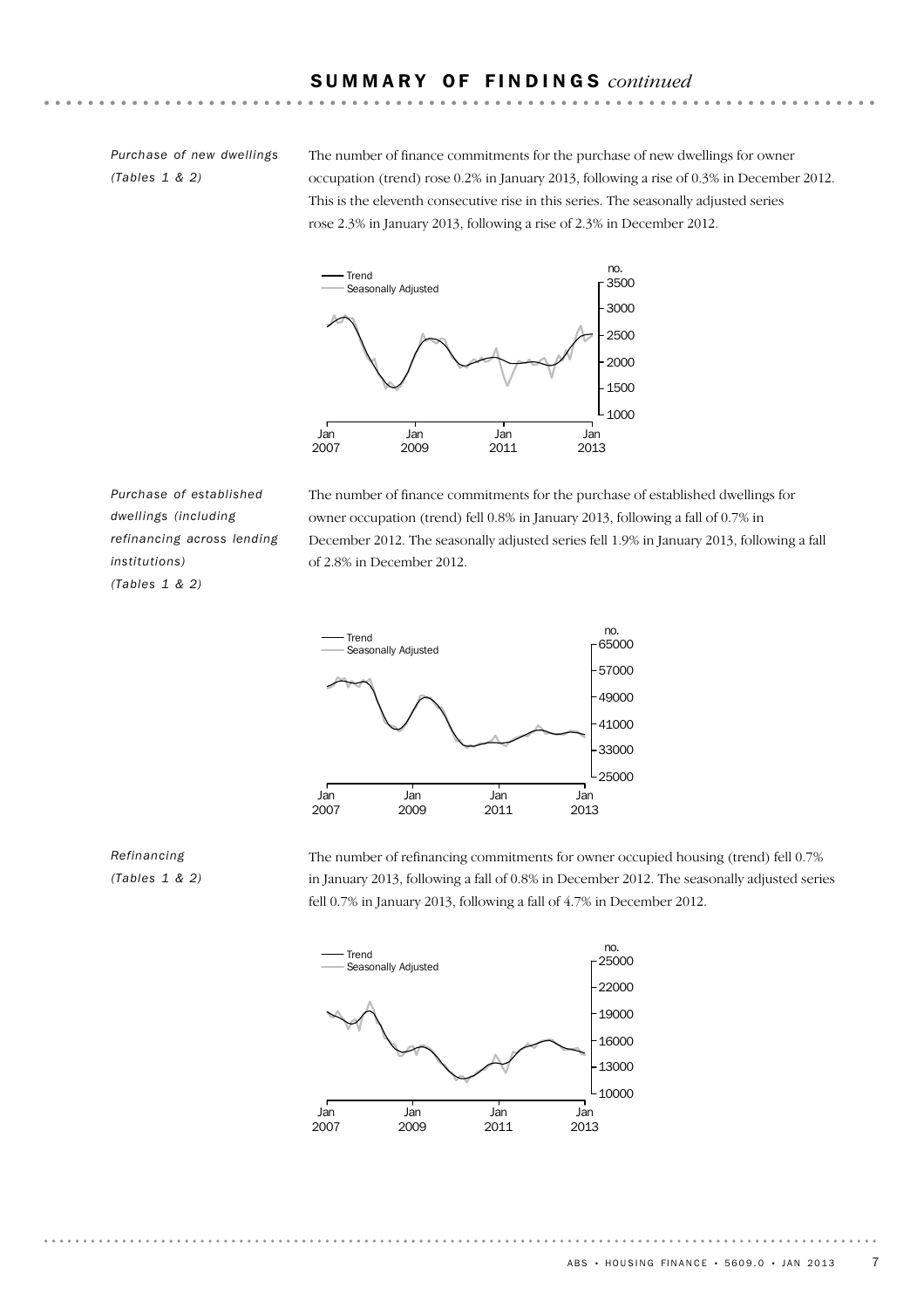## SUMMARY OF FINDINGS *continued*

*Purchase of new dwellings (Tables 1 & 2)*

The number of finance commitments for the purchase of new dwellings for owner occupation (trend) rose 0.2% in January 2013, following a rise of 0.3% in December 2012. This is the eleventh consecutive rise in this series. The seasonally adjusted series rose 2.3% in January 2013, following a rise of 2.3% in December 2012.

*Purchase of established dwellings (including refinancing across lending institutions) (Tables 1 & 2)*

The number of finance commitments for the purchase of established dwellings for owner occupation (trend) fell 0.8% in January 2013, following a fall of 0.7% in December 2012. The seasonally adjusted series fell 1.9% in January 2013, following a fall of 2.8% in December 2012.

*Refinancing (Tables 1 & 2)*

The number of refinancing commitments for owner occupied housing (trend) fell 0.7% in January 2013, following a fall of 0.8% in December 2012. The seasonally adjusted series fell 0.7% in January 2013, following a fall of 4.7% in December 2012.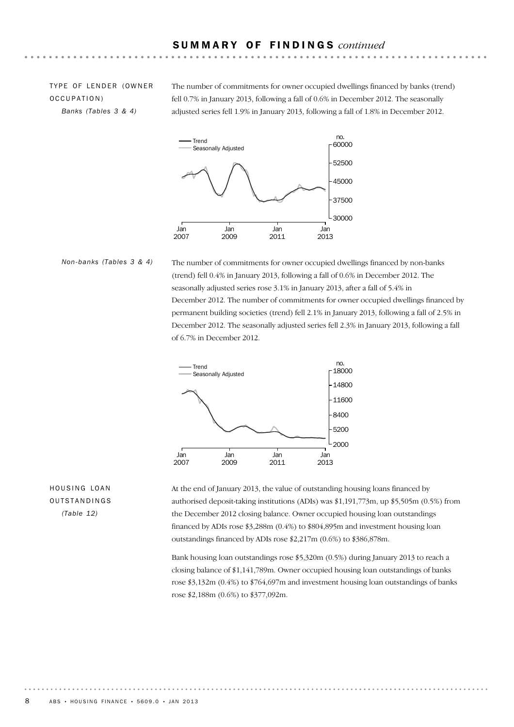## SUMMARY OF FINDINGS *continued*

### TYPE OF LENDER (OWNER OCCUPATION)

*Banks (Tables 3 & 4)*

The number of commitments for owner occupied dwellings financed by banks (trend) fell 0.7% in January 2013, following a fall of 0.6% in December 2012. The seasonally adjusted series fell 1.9% in January 2013, following a fall of 1.8% in December 2012.

*Non-banks (Tables 3 & 4)*

The number of commitments for owner occupied dwellings financed by non-banks (trend) fell 0.4% in January 2013, following a fall of 0.6% in December 2012. The seasonally adjusted series rose 3.1% in January 2013, after a fall of 5.4% in December 2012. The number of commitments for owner occupied dwellings financed by permanent building societies (trend) fell 2.1% in January 2013, following a fall of 2.5% in December 2012. The seasonally adjusted series fell 2.3% in January 2013, following a fall of 6.7% in December 2012.

### HOUSING LOAN OUTSTANDINGS

*(Table 12)*

At the end of January 2013, the value of outstanding housing loans financed by authorised deposit-taking institutions (ADIs) was $1,191,773m, up $5,505m (0.5%) from the December 2012 closing balance. Owner occupied housing loan outstandings financed by ADIs rose $3,288m (0.4%) to $804,895m and investment housing loan outstandings financed by ADIs rose $2,217m (0.6%) to $386,878m.

Bank housing loan outstandings rose $5,320m (0.5%) during January 2013 to reach a closing balance of $1,141,789m. Owner occupied housing loan outstandings of banks rose $3,132m (0.4%) to $764,697m and investment housing loan outstandings of banks rose $2,188m (0.6%) to $377,092m.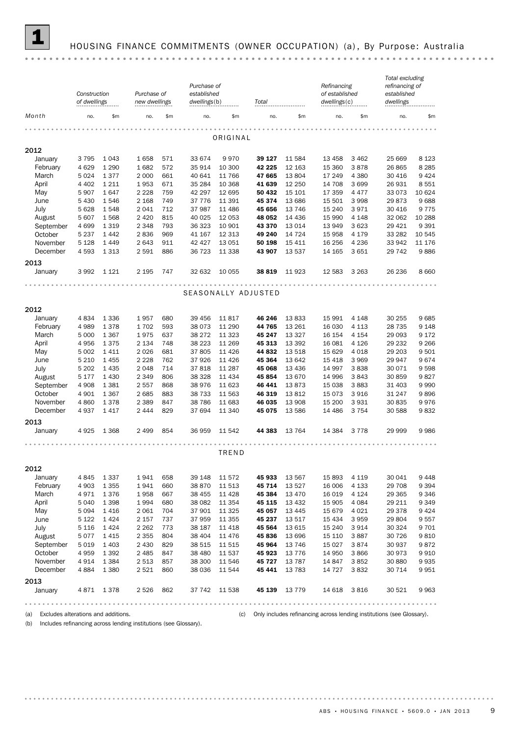# 1 HOUSING FINANCE COMMITMENTS (OWNER OCCUPATION) (a), By Purpose: Australia

| Month | Construction of dwellings | | Purchase of new dwellings | | Purchase of established dwellings(b) | | Total | | Refinancing of established dwellings(c) | | Total excluding refinancing of established dwellings | |
|---|---|---|---|---|---|---|---|---|---|---|---|---|
| | no. | $m | no. | $m | no. | $m | no. | $m | no. | $m | no. | $m |
| **ORIGINAL** | | | | | | | | | | | | |
| **2012** | | | | | | | | | | | | |
| January | 3 795 | 1 043 | 1 658 | 571 | 33 674 | 9 970 | **39 127** | 11 584 | 13 458 | 3 462 | 25 669 | 8 123 |
| February | 4 629 | 1 290 | 1 682 | 572 | 35 914 | 10 300 | **42 225** | 12 163 | 15 360 | 3 878 | 26 865 | 8 285 |
| March | 5 024 | 1 377 | 2 000 | 661 | 40 641 | 11 766 | **47 665** | 13 804 | 17 249 | 4 380 | 30 416 | 9 424 |
| April | 4 402 | 1 211 | 1 953 | 671 | 35 284 | 10 368 | **41 639** | 12 250 | 14 708 | 3 699 | 26 931 | 8 551 |
| May | 5 907 | 1 647 | 2 228 | 759 | 42 297 | 12 695 | **50 432** | 15 101 | 17 359 | 4 477 | 33 073 | 10 624 |
| June | 5 430 | 1 546 | 2 168 | 749 | 37 776 | 11 391 | **45 374** | 13 686 | 15 501 | 3 998 | 29 873 | 9 688 |
| July | 5 628 | 1 548 | 2 041 | 712 | 37 987 | 11 486 | **45 656** | 13 746 | 15 240 | 3 971 | 30 416 | 9 775 |
| August | 5 607 | 1 568 | 2 420 | 815 | 40 025 | 12 053 | **48 052** | 14 436 | 15 990 | 4 148 | 32 062 | 10 288 |
| September | 4 699 | 1 319 | 2 348 | 793 | 36 323 | 10 901 | **43 370** | 13 014 | 13 949 | 3 623 | 29 421 | 9 391 |
| October | 5 237 | 1 442 | 2 836 | 969 | 41 167 | 12 313 | **49 240** | 14 724 | 15 958 | 4 179 | 33 282 | 10 545 |
| November | 5 128 | 1 449 | 2 643 | 911 | 42 427 | 13 051 | **50 198** | 15 411 | 16 256 | 4 236 | 33 942 | 11 176 |
| December | 4 593 | 1 313 | 2 591 | 886 | 36 723 | 11 338 | **43 907** | 13 537 | 14 165 | 3 651 | 29 742 | 9 886 |
| **2013** | | | | | | | | | | | | |
| January | 3 992 | 1 121 | 2 195 | 747 | 32 632 | 10 055 | **38 819** | 11 923 | 12 583 | 3 263 | 26 236 | 8 660 |
| **SEASONALLY ADJUSTED** | | | | | | | | | | | | |
| **2012** | | | | | | | | | | | | |
| January | 4 834 | 1 336 | 1 957 | 680 | 39 456 | 11 817 | **46 246** | 13 833 | 15 991 | 4 148 | 30 255 | 9 685 |
| February | 4 989 | 1 378 | 1 702 | 593 | 38 073 | 11 290 | **44 765** | 13 261 | 16 030 | 4 113 | 28 735 | 9 148 |
| March | 5 000 | 1 367 | 1 975 | 637 | 38 272 | 11 323 | **45 247** | 13 327 | 16 154 | 4 154 | 29 093 | 9 172 |
| April | 4 956 | 1 375 | 2 134 | 748 | 38 223 | 11 269 | **45 313** | 13 392 | 16 081 | 4 126 | 29 232 | 9 266 |
| May | 5 002 | 1 411 | 2 026 | 681 | 37 805 | 11 426 | **44 832** | 13 518 | 15 629 | 4 018 | 29 203 | 9 501 |
| June | 5 210 | 1 455 | 2 228 | 762 | 37 926 | 11 426 | **45 364** | 13 642 | 15 418 | 3 969 | 29 947 | 9 674 |
| July | 5 202 | 1 435 | 2 048 | 714 | 37 818 | 11 287 | **45 068** | 13 436 | 14 997 | 3 838 | 30 071 | 9 598 |
| August | 5 177 | 1 430 | 2 349 | 806 | 38 328 | 11 434 | **45 854** | 13 670 | 14 996 | 3 843 | 30 859 | 9 827 |
| September | 4 908 | 1 381 | 2 557 | 868 | 38 976 | 11 623 | **46 441** | 13 873 | 15 038 | 3 883 | 31 403 | 9 990 |
| October | 4 901 | 1 367 | 2 685 | 883 | 38 733 | 11 563 | **46 319** | 13 812 | 15 073 | 3 916 | 31 247 | 9 896 |
| November | 4 860 | 1 378 | 2 389 | 847 | 38 786 | 11 683 | **46 035** | 13 908 | 15 200 | 3 931 | 30 835 | 9 976 |
| December | 4 937 | 1 417 | 2 444 | 829 | 37 694 | 11 340 | **45 075** | 13 586 | 14 486 | 3 754 | 30 588 | 9 832 |
| **2013** | | | | | | | | | | | | |
| January | 4 925 | 1 368 | 2 499 | 854 | 36 959 | 11 542 | **44 383** | 13 764 | 14 384 | 3 778 | 29 999 | 9 986 |
| **TREND** | | | | | | | | | | | | |
| **2012** | | | | | | | | | | | | |
| January | 4 845 | 1 337 | 1 941 | 658 | 39 148 | 11 572 | **45 933** | 13 567 | 15 893 | 4 119 | 30 041 | 9 448 |
| February | 4 903 | 1 355 | 1 941 | 660 | 38 870 | 11 513 | **45 714** | 13 527 | 16 006 | 4 133 | 29 708 | 9 394 |
| March | 4 971 | 1 376 | 1 958 | 667 | 38 455 | 11 428 | **45 384** | 13 470 | 16 019 | 4 124 | 29 365 | 9 346 |
| April | 5 040 | 1 398 | 1 994 | 680 | 38 082 | 11 354 | **45 115** | 13 432 | 15 905 | 4 084 | 29 211 | 9 349 |
| May | 5 094 | 1 416 | 2 061 | 704 | 37 901 | 11 325 | **45 057** | 13 445 | 15 679 | 4 021 | 29 378 | 9 424 |
| June | 5 122 | 1 424 | 2 157 | 737 | 37 959 | 11 355 | **45 237** | 13 517 | 15 434 | 3 959 | 29 804 | 9 557 |
| July | 5 116 | 1 424 | 2 262 | 773 | 38 187 | 11 418 | **45 564** | 13 615 | 15 240 | 3 914 | 30 324 | 9 701 |
| August | 5 077 | 1 415 | 2 355 | 804 | 38 404 | 11 476 | **45 836** | 13 696 | 15 110 | 3 887 | 30 726 | 9 810 |
| September | 5 019 | 1 403 | 2 430 | 829 | 38 515 | 11 515 | **45 964** | 13 746 | 15 027 | 3 874 | 30 937 | 9 872 |
| October | 4 959 | 1 392 | 2 485 | 847 | 38 480 | 11 537 | **45 923** | 13 776 | 14 950 | 3 866 | 30 973 | 9 910 |
| November | 4 914 | 1 384 | 2 513 | 857 | 38 300 | 11 546 | **45 727** | 13 787 | 14 847 | 3 852 | 30 880 | 9 935 |
| December | 4 884 | 1 380 | 2 521 | 860 | 38 036 | 11 544 | **45 441** | 13 783 | 14 727 | 3 832 | 30 714 | 9 951 |
| **2013** | | | | | | | | | | | | |
| January | 4 871 | 1 378 | 2 526 | 862 | 37 742 | 11 538 | **45 139** | 13 779 | 14 618 | 3 816 | 30 521 | 9 963 |

(a) Excludes alterations and additions.

(b) Includes refinancing across lending institutions (see Glossary).

(c) Only includes refinancing across lending institutions (see Glossary).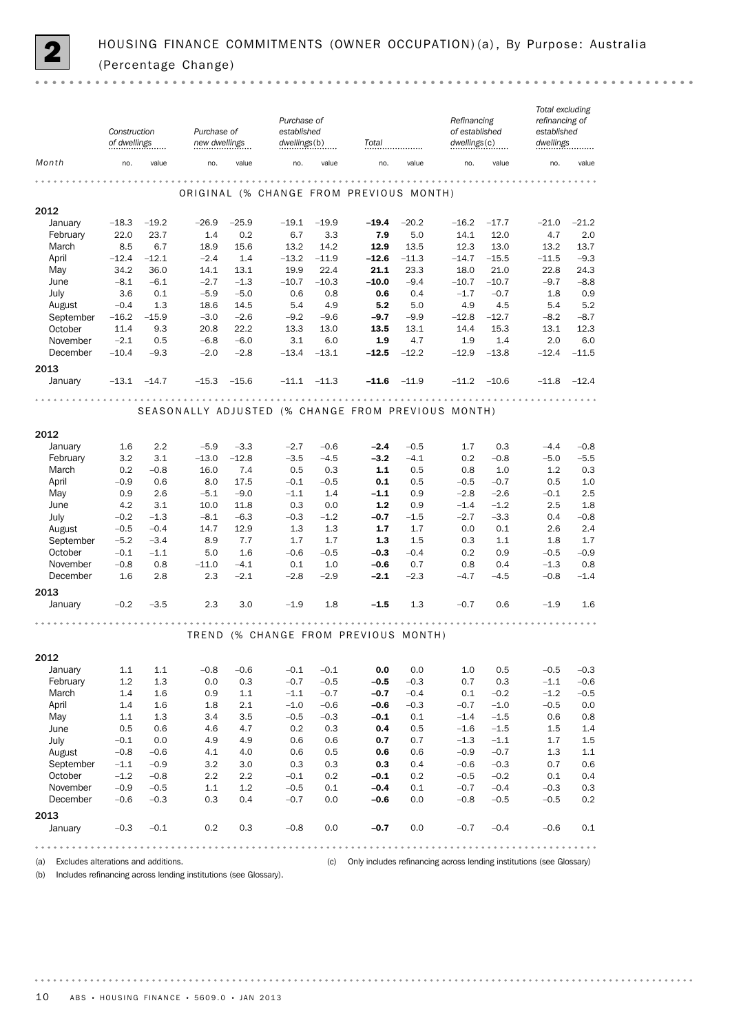## 2 HOUSING FINANCE COMMITMENTS (OWNER OCCUPATION)(a), By Purpose: Australia (Percentage Change)

| Month | Construction of dwellings | | Purchase of new dwellings | | Purchase of established dwellings(b) | | Total | | Refinancing of established dwellings(c) | | Total excluding refinancing of established dwellings | |
|---|---|---|---|---|---|---|---|---|---|---|---|---|
| | no. | value | no. | value | no. | value | no. | value | no. | value | no. | value |
| **ORIGINAL (% CHANGE FROM PREVIOUS MONTH)** | | | | | | | | | | | | |
| **2012** | | | | | | | | | | | | |
| January | –18.3 | –19.2 | –26.9 | –25.9 | –19.1 | –19.9 | **–19.4** | –20.2 | –16.2 | –17.7 | –21.0 | –21.2 |
| February | 22.0 | 23.7 | 1.4 | 0.2 | 6.7 | 3.3 | **7.9** | 5.0 | 14.1 | 12.0 | 4.7 | 2.0 |
| March | 8.5 | 6.7 | 18.9 | 15.6 | 13.2 | 14.2 | **12.9** | 13.5 | 12.3 | 13.0 | 13.2 | 13.7 |
| April | –12.4 | –12.1 | –2.4 | 1.4 | –13.2 | –11.9 | **–12.6** | –11.3 | –14.7 | –15.5 | –11.5 | –9.3 |
| May | 34.2 | 36.0 | 14.1 | 13.1 | 19.9 | 22.4 | **21.1** | 23.3 | 18.0 | 21.0 | 22.8 | 24.3 |
| June | –8.1 | –6.1 | –2.7 | –1.3 | –10.7 | –10.3 | **–10.0** | –9.4 | –10.7 | –10.7 | –9.7 | –8.8 |
| July | 3.6 | 0.1 | –5.9 | –5.0 | 0.6 | 0.8 | **0.6** | 0.4 | –1.7 | –0.7 | 1.8 | 0.9 |
| August | –0.4 | 1.3 | 18.6 | 14.5 | 5.4 | 4.9 | **5.2** | 5.0 | 4.9 | 4.5 | 5.4 | 5.2 |
| September | –16.2 | –15.9 | –3.0 | –2.6 | –9.2 | –9.6 | **–9.7** | –9.9 | –12.8 | –12.7 | –8.2 | –8.7 |
| October | 11.4 | 9.3 | 20.8 | 22.2 | 13.3 | 13.0 | **13.5** | 13.1 | 14.4 | 15.3 | 13.1 | 12.3 |
| November | –2.1 | 0.5 | –6.8 | –6.0 | 3.1 | 6.0 | **1.9** | 4.7 | 1.9 | 1.4 | 2.0 | 6.0 |
| December | –10.4 | –9.3 | –2.0 | –2.8 | –13.4 | –13.1 | **–12.5** | –12.2 | –12.9 | –13.8 | –12.4 | –11.5 |
| **2013** | | | | | | | | | | | | |
| January | –13.1 | –14.7 | –15.3 | –15.6 | –11.1 | –11.3 | **–11.6** | –11.9 | –11.2 | –10.6 | –11.8 | –12.4 |
| **SEASONALLY ADJUSTED (% CHANGE FROM PREVIOUS MONTH)** | | | | | | | | | | | | |
| **2012** | | | | | | | | | | | | |
| January | 1.6 | 2.2 | –5.9 | –3.3 | –2.7 | –0.6 | **–2.4** | –0.5 | 1.7 | 0.3 | –4.4 | –0.8 |
| February | 3.2 | 3.1 | –13.0 | –12.8 | –3.5 | –4.5 | **–3.2** | –4.1 | 0.2 | –0.8 | –5.0 | –5.5 |
| March | 0.2 | –0.8 | 16.0 | 7.4 | 0.5 | 0.3 | **1.1** | 0.5 | 0.8 | 1.0 | 1.2 | 0.3 |
| April | –0.9 | 0.6 | 8.0 | 17.5 | –0.1 | –0.5 | **0.1** | 0.5 | –0.5 | –0.7 | 0.5 | 1.0 |
| May | 0.9 | 2.6 | –5.1 | –9.0 | –1.1 | 1.4 | **–1.1** | 0.9 | –2.8 | –2.6 | –0.1 | 2.5 |
| June | 4.2 | 3.1 | 10.0 | 11.8 | 0.3 | 0.0 | **1.2** | 0.9 | –1.4 | –1.2 | 2.5 | 1.8 |
| July | –0.2 | –1.3 | –8.1 | –6.3 | –0.3 | –1.2 | **–0.7** | –1.5 | –2.7 | –3.3 | 0.4 | –0.8 |
| August | –0.5 | –0.4 | 14.7 | 12.9 | 1.3 | 1.3 | **1.7** | 1.7 | 0.0 | 0.1 | 2.6 | 2.4 |
| September | –5.2 | –3.4 | 8.9 | 7.7 | 1.7 | 1.7 | **1.3** | 1.5 | 0.3 | 1.1 | 1.8 | 1.7 |
| October | –0.1 | –1.1 | 5.0 | 1.6 | –0.6 | –0.5 | **–0.3** | –0.4 | 0.2 | 0.9 | –0.5 | –0.9 |
| November | –0.8 | 0.8 | –11.0 | –4.1 | 0.1 | 1.0 | **–0.6** | 0.7 | 0.8 | 0.4 | –1.3 | 0.8 |
| December | 1.6 | 2.8 | 2.3 | –2.1 | –2.8 | –2.9 | **–2.1** | –2.3 | –4.7 | –4.5 | –0.8 | –1.4 |
| **2013** | | | | | | | | | | | | |
| January | –0.2 | –3.5 | 2.3 | 3.0 | –1.9 | 1.8 | **–1.5** | 1.3 | –0.7 | 0.6 | –1.9 | 1.6 |
| **TREND (% CHANGE FROM PREVIOUS MONTH)** | | | | | | | | | | | | |
| **2012** | | | | | | | | | | | | |
| January | 1.1 | 1.1 | –0.8 | –0.6 | –0.1 | –0.1 | **0.0** | 0.0 | 1.0 | 0.5 | –0.5 | –0.3 |
| February | 1.2 | 1.3 | 0.0 | 0.3 | –0.7 | –0.5 | **–0.5** | –0.3 | 0.7 | 0.3 | –1.1 | –0.6 |
| March | 1.4 | 1.6 | 0.9 | 1.1 | –1.1 | –0.7 | **–0.7** | –0.4 | 0.1 | –0.2 | –1.2 | –0.5 |
| April | 1.4 | 1.6 | 1.8 | 2.1 | –1.0 | –0.6 | **–0.6** | –0.3 | –0.7 | –1.0 | –0.5 | 0.0 |
| May | 1.1 | 1.3 | 3.4 | 3.5 | –0.5 | –0.3 | **–0.1** | 0.1 | –1.4 | –1.5 | 0.6 | 0.8 |
| June | 0.5 | 0.6 | 4.6 | 4.7 | 0.2 | 0.3 | **0.4** | 0.5 | –1.6 | –1.5 | 1.5 | 1.4 |
| July | –0.1 | 0.0 | 4.9 | 4.9 | 0.6 | 0.6 | **0.7** | 0.7 | –1.3 | –1.1 | 1.7 | 1.5 |
| August | –0.8 | –0.6 | 4.1 | 4.0 | 0.6 | 0.5 | **0.6** | 0.6 | –0.9 | –0.7 | 1.3 | 1.1 |
| September | –1.1 | –0.9 | 3.2 | 3.0 | 0.3 | 0.3 | **0.3** | 0.4 | –0.6 | –0.3 | 0.7 | 0.6 |
| October | –1.2 | –0.8 | 2.2 | 2.2 | –0.1 | 0.2 | **–0.1** | 0.2 | –0.5 | –0.2 | 0.1 | 0.4 |
| November | –0.9 | –0.5 | 1.1 | 1.2 | –0.5 | 0.1 | **–0.4** | 0.1 | –0.7 | –0.4 | –0.3 | 0.3 |
| December | –0.6 | –0.3 | 0.3 | 0.4 | –0.7 | 0.0 | **–0.6** | 0.0 | –0.8 | –0.5 | –0.5 | 0.2 |
| **2013** | | | | | | | | | | | | |
| January | –0.3 | –0.1 | 0.2 | 0.3 | –0.8 | 0.0 | **–0.7** | 0.0 | –0.7 | –0.4 | –0.6 | 0.1 |

(a) Excludes alterations and additions.
(b) Includes refinancing across lending institutions (see Glossary).
(c) Only includes refinancing across lending institutions (see Glossary)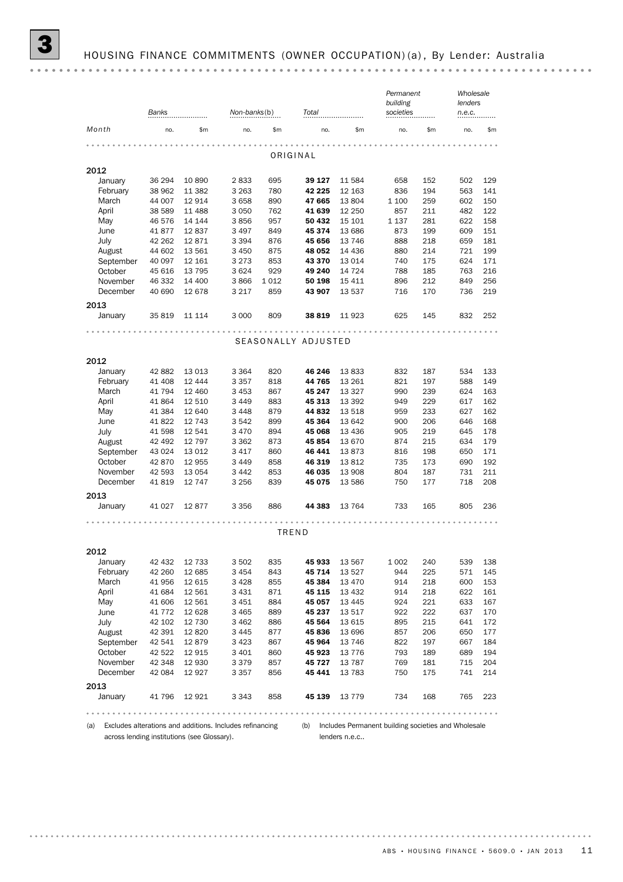# 3 HOUSING FINANCE COMMITMENTS (OWNER OCCUPATION)(a), By Lender: Australia

| Month | Banks | | Non-banks(b) | | Total | | Permanent building societies | | Wholesale lenders n.e.c. | |
|---|---|---|---|---|---|---|---|---|---|---|
| | no. | $m | no. | $m | no. | $m | no. | $m | no. | $m |
| **ORIGINAL** | | | | | | | | | | |
| **2012** | | | | | | | | | | |
| January | 36 294 | 10 890 | 2 833 | 695 | **39 127** | 11 584 | 658 | 152 | 502 | 129 |
| February | 38 962 | 11 382 | 3 263 | 780 | **42 225** | 12 163 | 836 | 194 | 563 | 141 |
| March | 44 007 | 12 914 | 3 658 | 890 | **47 665** | 13 804 | 1 100 | 259 | 602 | 150 |
| April | 38 589 | 11 488 | 3 050 | 762 | **41 639** | 12 250 | 857 | 211 | 482 | 122 |
| May | 46 576 | 14 144 | 3 856 | 957 | **50 432** | 15 101 | 1 137 | 281 | 622 | 158 |
| June | 41 877 | 12 837 | 3 497 | 849 | **45 374** | 13 686 | 873 | 199 | 609 | 151 |
| July | 42 262 | 12 871 | 3 394 | 876 | **45 656** | 13 746 | 888 | 218 | 659 | 181 |
| August | 44 602 | 13 561 | 3 450 | 875 | **48 052** | 14 436 | 880 | 214 | 721 | 199 |
| September | 40 097 | 12 161 | 3 273 | 853 | **43 370** | 13 014 | 740 | 175 | 624 | 171 |
| October | 45 616 | 13 795 | 3 624 | 929 | **49 240** | 14 724 | 788 | 185 | 763 | 216 |
| November | 46 332 | 14 400 | 3 866 | 1 012 | **50 198** | 15 411 | 896 | 212 | 849 | 256 |
| December | 40 690 | 12 678 | 3 217 | 859 | **43 907** | 13 537 | 716 | 170 | 736 | 219 |
| **2013** | | | | | | | | | | |
| January | 35 819 | 11 114 | 3 000 | 809 | **38 819** | 11 923 | 625 | 145 | 832 | 252 |
| **SEASONALLY ADJUSTED** | | | | | | | | | | |
| **2012** | | | | | | | | | | |
| January | 42 882 | 13 013 | 3 364 | 820 | **46 246** | 13 833 | 832 | 187 | 534 | 133 |
| February | 41 408 | 12 444 | 3 357 | 818 | **44 765** | 13 261 | 821 | 197 | 588 | 149 |
| March | 41 794 | 12 460 | 3 453 | 867 | **45 247** | 13 327 | 990 | 239 | 624 | 163 |
| April | 41 864 | 12 510 | 3 449 | 883 | **45 313** | 13 392 | 949 | 229 | 617 | 162 |
| May | 41 384 | 12 640 | 3 448 | 879 | **44 832** | 13 518 | 959 | 233 | 627 | 162 |
| June | 41 822 | 12 743 | 3 542 | 899 | **45 364** | 13 642 | 900 | 206 | 646 | 168 |
| July | 41 598 | 12 541 | 3 470 | 894 | **45 068** | 13 436 | 905 | 219 | 645 | 178 |
| August | 42 492 | 12 797 | 3 362 | 873 | **45 854** | 13 670 | 874 | 215 | 634 | 179 |
| September | 43 024 | 13 012 | 3 417 | 860 | **46 441** | 13 873 | 816 | 198 | 650 | 171 |
| October | 42 870 | 12 955 | 3 449 | 858 | **46 319** | 13 812 | 735 | 173 | 690 | 192 |
| November | 42 593 | 13 054 | 3 442 | 853 | **46 035** | 13 908 | 804 | 187 | 731 | 211 |
| December | 41 819 | 12 747 | 3 256 | 839 | **45 075** | 13 586 | 750 | 177 | 718 | 208 |
| **2013** | | | | | | | | | | |
| January | 41 027 | 12 877 | 3 356 | 886 | **44 383** | 13 764 | 733 | 165 | 805 | 236 |
| **TREND** | | | | | | | | | | |
| **2012** | | | | | | | | | | |
| January | 42 432 | 12 733 | 3 502 | 835 | **45 933** | 13 567 | 1 002 | 240 | 539 | 138 |
| February | 42 260 | 12 685 | 3 454 | 843 | **45 714** | 13 527 | 944 | 225 | 571 | 145 |
| March | 41 956 | 12 615 | 3 428 | 855 | **45 384** | 13 470 | 914 | 218 | 600 | 153 |
| April | 41 684 | 12 561 | 3 431 | 871 | **45 115** | 13 432 | 914 | 218 | 622 | 161 |
| May | 41 606 | 12 561 | 3 451 | 884 | **45 057** | 13 445 | 924 | 221 | 633 | 167 |
| June | 41 772 | 12 628 | 3 465 | 889 | **45 237** | 13 517 | 922 | 222 | 637 | 170 |
| July | 42 102 | 12 730 | 3 462 | 886 | **45 564** | 13 615 | 895 | 215 | 641 | 172 |
| August | 42 391 | 12 820 | 3 445 | 877 | **45 836** | 13 696 | 857 | 206 | 650 | 177 |
| September | 42 541 | 12 879 | 3 423 | 867 | **45 964** | 13 746 | 822 | 197 | 667 | 184 |
| October | 42 522 | 12 915 | 3 401 | 860 | **45 923** | 13 776 | 793 | 189 | 689 | 194 |
| November | 42 348 | 12 930 | 3 379 | 857 | **45 727** | 13 787 | 769 | 181 | 715 | 204 |
| December | 42 084 | 12 927 | 3 357 | 856 | **45 441** | 13 783 | 750 | 175 | 741 | 214 |
| **2013** | | | | | | | | | | |
| January | 41 796 | 12 921 | 3 343 | 858 | **45 139** | 13 779 | 734 | 168 | 765 | 223 |

(a) Excludes alterations and additions. Includes refinancing across lending institutions (see Glossary).

(b) Includes Permanent building societies and Wholesale lenders n.e.c..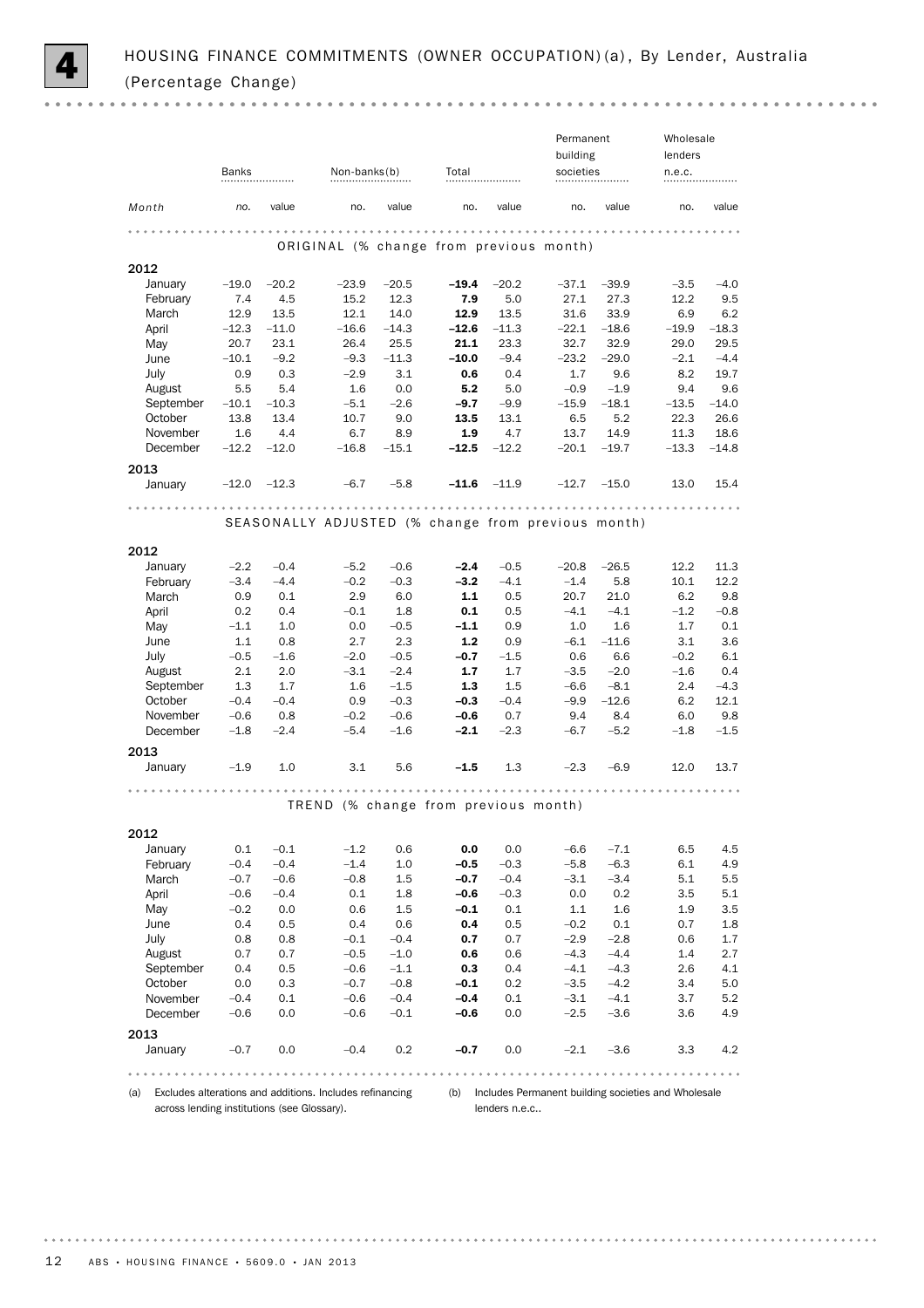# 4 HOUSING FINANCE COMMITMENTS (OWNER OCCUPATION)(a), By Lender, Australia (Percentage Change)

| Month | Banks | | Non-banks(b) | | Total | | Permanent building societies | | Wholesale lenders n.e.c. | |
|---|---|---|---|---|---|---|---|---|---|---|
| | no. | value | no. | value | no. | value | no. | value | no. | value |
| **ORIGINAL (% change from previous month)** | | | | | | | | | | |
| **2012** | | | | | | | | | | |
| January | –19.0 | –20.2 | –23.9 | –20.5 | **–19.4** | –20.2 | –37.1 | –39.9 | –3.5 | –4.0 |
| February | 7.4 | 4.5 | 15.2 | 12.3 | **7.9** | 5.0 | 27.1 | 27.3 | 12.2 | 9.5 |
| March | 12.9 | 13.5 | 12.1 | 14.0 | **12.9** | 13.5 | 31.6 | 33.9 | 6.9 | 6.2 |
| April | –12.3 | –11.0 | –16.6 | –14.3 | **–12.6** | –11.3 | –22.1 | –18.6 | –19.9 | –18.3 |
| May | 20.7 | 23.1 | 26.4 | 25.5 | **21.1** | 23.3 | 32.7 | 32.9 | 29.0 | 29.5 |
| June | –10.1 | –9.2 | –9.3 | –11.3 | **–10.0** | –9.4 | –23.2 | –29.0 | –2.1 | –4.4 |
| July | 0.9 | 0.3 | –2.9 | 3.1 | **0.6** | 0.4 | 1.7 | 9.6 | 8.2 | 19.7 |
| August | 5.5 | 5.4 | 1.6 | 0.0 | **5.2** | 5.0 | –0.9 | –1.9 | 9.4 | 9.6 |
| September | –10.1 | –10.3 | –5.1 | –2.6 | **–9.7** | –9.9 | –15.9 | –18.1 | –13.5 | –14.0 |
| October | 13.8 | 13.4 | 10.7 | 9.0 | **13.5** | 13.1 | 6.5 | 5.2 | 22.3 | 26.6 |
| November | 1.6 | 4.4 | 6.7 | 8.9 | **1.9** | 4.7 | 13.7 | 14.9 | 11.3 | 18.6 |
| December | –12.2 | –12.0 | –16.8 | –15.1 | **–12.5** | –12.2 | –20.1 | –19.7 | –13.3 | –14.8 |
| **2013** | | | | | | | | | | |
| January | –12.0 | –12.3 | –6.7 | –5.8 | **–11.6** | –11.9 | –12.7 | –15.0 | 13.0 | 15.4 |
| **SEASONALLY ADJUSTED (% change from previous month)** | | | | | | | | | | |
| **2012** | | | | | | | | | | |
| January | –2.2 | –0.4 | –5.2 | –0.6 | **–2.4** | –0.5 | –20.8 | –26.5 | 12.2 | 11.3 |
| February | –3.4 | –4.4 | –0.2 | –0.3 | **–3.2** | –4.1 | –1.4 | 5.8 | 10.1 | 12.2 |
| March | 0.9 | 0.1 | 2.9 | 6.0 | **1.1** | 0.5 | 20.7 | 21.0 | 6.2 | 9.8 |
| April | 0.2 | 0.4 | –0.1 | 1.8 | **0.1** | 0.5 | –4.1 | –4.1 | –1.2 | –0.8 |
| May | –1.1 | 1.0 | 0.0 | –0.5 | **–1.1** | 0.9 | 1.0 | 1.6 | 1.7 | 0.1 |
| June | 1.1 | 0.8 | 2.7 | 2.3 | **1.2** | 0.9 | –6.1 | –11.6 | 3.1 | 3.6 |
| July | –0.5 | –1.6 | –2.0 | –0.5 | **–0.7** | –1.5 | 0.6 | 6.6 | –0.2 | 6.1 |
| August | 2.1 | 2.0 | –3.1 | –2.4 | **1.7** | 1.7 | –3.5 | –2.0 | –1.6 | 0.4 |
| September | 1.3 | 1.7 | 1.6 | –1.5 | **1.3** | 1.5 | –6.6 | –8.1 | 2.4 | –4.3 |
| October | –0.4 | –0.4 | 0.9 | –0.3 | **–0.3** | –0.4 | –9.9 | –12.6 | 6.2 | 12.1 |
| November | –0.6 | 0.8 | –0.2 | –0.6 | **–0.6** | 0.7 | 9.4 | 8.4 | 6.0 | 9.8 |
| December | –1.8 | –2.4 | –5.4 | –1.6 | **–2.1** | –2.3 | –6.7 | –5.2 | –1.8 | –1.5 |
| **2013** | | | | | | | | | | |
| January | –1.9 | 1.0 | 3.1 | 5.6 | **–1.5** | 1.3 | –2.3 | –6.9 | 12.0 | 13.7 |
| **TREND (% change from previous month)** | | | | | | | | | | |
| **2012** | | | | | | | | | | |
| January | 0.1 | –0.1 | –1.2 | 0.6 | **0.0** | 0.0 | –6.6 | –7.1 | 6.5 | 4.5 |
| February | –0.4 | –0.4 | –1.4 | 1.0 | **–0.5** | –0.3 | –5.8 | –6.3 | 6.1 | 4.9 |
| March | –0.7 | –0.6 | –0.8 | 1.5 | **–0.7** | –0.4 | –3.1 | –3.4 | 5.1 | 5.5 |
| April | –0.6 | –0.4 | 0.1 | 1.8 | **–0.6** | –0.3 | 0.0 | 0.2 | 3.5 | 5.1 |
| May | –0.2 | 0.0 | 0.6 | 1.5 | **–0.1** | 0.1 | 1.1 | 1.6 | 1.9 | 3.5 |
| June | 0.4 | 0.5 | 0.4 | 0.6 | **0.4** | 0.5 | –0.2 | 0.1 | 0.7 | 1.8 |
| July | 0.8 | 0.8 | –0.1 | –0.4 | **0.7** | 0.7 | –2.9 | –2.8 | 0.6 | 1.7 |
| August | 0.7 | 0.7 | –0.5 | –1.0 | **0.6** | 0.6 | –4.3 | –4.4 | 1.4 | 2.7 |
| September | 0.4 | 0.5 | –0.6 | –1.1 | **0.3** | 0.4 | –4.1 | –4.3 | 2.6 | 4.1 |
| October | 0.0 | 0.3 | –0.7 | –0.8 | **–0.1** | 0.2 | –3.5 | –4.2 | 3.4 | 5.0 |
| November | –0.4 | 0.1 | –0.6 | –0.4 | **–0.4** | 0.1 | –3.1 | –4.1 | 3.7 | 5.2 |
| December | –0.6 | 0.0 | –0.6 | –0.1 | **–0.6** | 0.0 | –2.5 | –3.6 | 3.6 | 4.9 |
| **2013** | | | | | | | | | | |
| January | –0.7 | 0.0 | –0.4 | 0.2 | **–0.7** | 0.0 | –2.1 | –3.6 | 3.3 | 4.2 |

(a) Excludes alterations and additions. Includes refinancing across lending institutions (see Glossary).

(b) Includes Permanent building societies and Wholesale lenders n.e.c..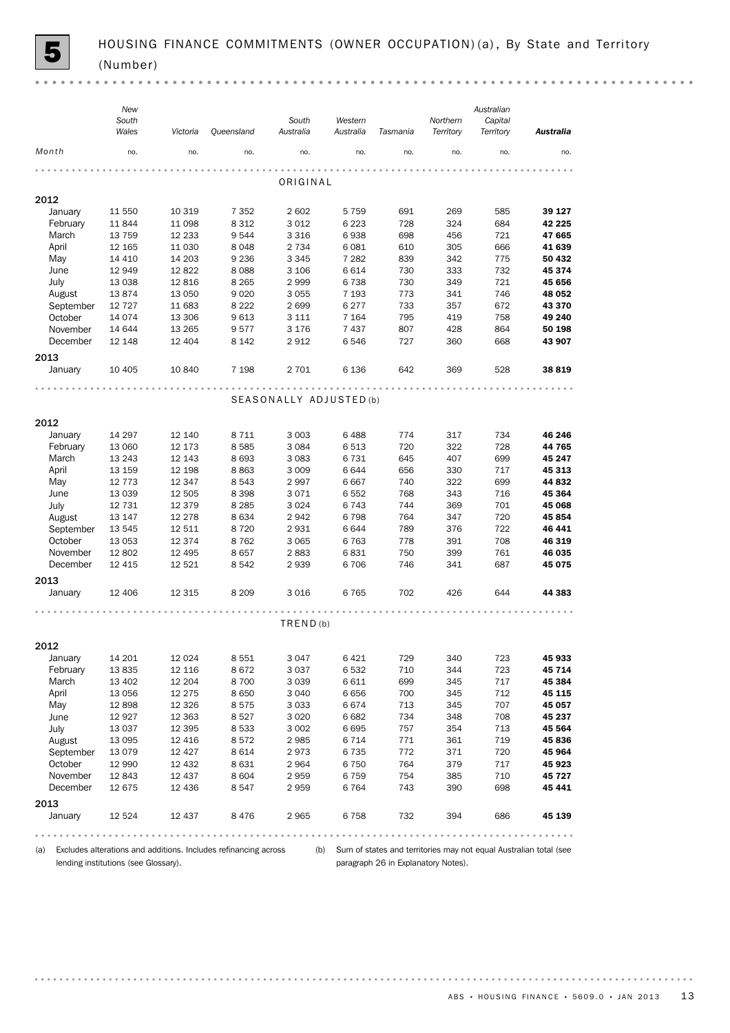# 5 HOUSING FINANCE COMMITMENTS (OWNER OCCUPATION)(a), By State and Territory (Number)

| Month | New South Wales | Victoria | Queensland | South Australia | Western Australia | Tasmania | Northern Territory | Australian Capital Territory | **Australia** |
|---|---|---|---|---|---|---|---|---|---|
| | no. | no. | no. | no. | no. | no. | no. | no. | no. |
| **ORIGINAL** | | | | | | | | | |
| **2012** | | | | | | | | | |
| January | 11 550 | 10 319 | 7 352 | 2 602 | 5 759 | 691 | 269 | 585 | **39 127** |
| February | 11 844 | 11 098 | 8 312 | 3 012 | 6 223 | 728 | 324 | 684 | **42 225** |
| March | 13 759 | 12 233 | 9 544 | 3 316 | 6 938 | 698 | 456 | 721 | **47 665** |
| April | 12 165 | 11 030 | 8 048 | 2 734 | 6 081 | 610 | 305 | 666 | **41 639** |
| May | 14 410 | 14 203 | 9 236 | 3 345 | 7 282 | 839 | 342 | 775 | **50 432** |
| June | 12 949 | 12 822 | 8 088 | 3 106 | 6 614 | 730 | 333 | 732 | **45 374** |
| July | 13 038 | 12 816 | 8 265 | 2 999 | 6 738 | 730 | 349 | 721 | **45 656** |
| August | 13 874 | 13 050 | 9 020 | 3 055 | 7 193 | 773 | 341 | 746 | **48 052** |
| September | 12 727 | 11 683 | 8 222 | 2 699 | 6 277 | 733 | 357 | 672 | **43 370** |
| October | 14 074 | 13 306 | 9 613 | 3 111 | 7 164 | 795 | 419 | 758 | **49 240** |
| November | 14 644 | 13 265 | 9 577 | 3 176 | 7 437 | 807 | 428 | 864 | **50 198** |
| December | 12 148 | 12 404 | 8 142 | 2 912 | 6 546 | 727 | 360 | 668 | **43 907** |
| **2013** | | | | | | | | | |
| January | 10 405 | 10 840 | 7 198 | 2 701 | 6 136 | 642 | 369 | 528 | **38 819** |
| **SEASONALLY ADJUSTED(b)** | | | | | | | | | |
| **2012** | | | | | | | | | |
| January | 14 297 | 12 140 | 8 711 | 3 003 | 6 488 | 774 | 317 | 734 | **46 246** |
| February | 13 060 | 12 173 | 8 585 | 3 084 | 6 513 | 720 | 322 | 728 | **44 765** |
| March | 13 243 | 12 143 | 8 693 | 3 083 | 6 731 | 645 | 407 | 699 | **45 247** |
| April | 13 159 | 12 198 | 8 863 | 3 009 | 6 644 | 656 | 330 | 717 | **45 313** |
| May | 12 773 | 12 347 | 8 543 | 2 997 | 6 667 | 740 | 322 | 699 | **44 832** |
| June | 13 039 | 12 505 | 8 398 | 3 071 | 6 552 | 768 | 343 | 716 | **45 364** |
| July | 12 731 | 12 379 | 8 285 | 3 024 | 6 743 | 744 | 369 | 701 | **45 068** |
| August | 13 147 | 12 278 | 8 634 | 2 942 | 6 798 | 764 | 347 | 720 | **45 854** |
| September | 13 545 | 12 511 | 8 720 | 2 931 | 6 644 | 789 | 376 | 722 | **46 441** |
| October | 13 053 | 12 374 | 8 762 | 3 065 | 6 763 | 778 | 391 | 708 | **46 319** |
| November | 12 802 | 12 495 | 8 657 | 2 883 | 6 831 | 750 | 399 | 761 | **46 035** |
| December | 12 415 | 12 521 | 8 542 | 2 939 | 6 706 | 746 | 341 | 687 | **45 075** |
| **2013** | | | | | | | | | |
| January | 12 406 | 12 315 | 8 209 | 3 016 | 6 765 | 702 | 426 | 644 | **44 383** |
| **TREND(b)** | | | | | | | | | |
| **2012** | | | | | | | | | |
| January | 14 201 | 12 024 | 8 551 | 3 047 | 6 421 | 729 | 340 | 723 | **45 933** |
| February | 13 835 | 12 116 | 8 672 | 3 037 | 6 532 | 710 | 344 | 723 | **45 714** |
| March | 13 402 | 12 204 | 8 700 | 3 039 | 6 611 | 699 | 345 | 717 | **45 384** |
| April | 13 056 | 12 275 | 8 650 | 3 040 | 6 656 | 700 | 345 | 712 | **45 115** |
| May | 12 898 | 12 326 | 8 575 | 3 033 | 6 674 | 713 | 345 | 707 | **45 057** |
| June | 12 927 | 12 363 | 8 527 | 3 020 | 6 682 | 734 | 348 | 708 | **45 237** |
| July | 13 037 | 12 395 | 8 533 | 3 002 | 6 695 | 757 | 354 | 713 | **45 564** |
| August | 13 095 | 12 416 | 8 572 | 2 985 | 6 714 | 771 | 361 | 719 | **45 836** |
| September | 13 079 | 12 427 | 8 614 | 2 973 | 6 735 | 772 | 371 | 720 | **45 964** |
| October | 12 990 | 12 432 | 8 631 | 2 964 | 6 750 | 764 | 379 | 717 | **45 923** |
| November | 12 843 | 12 437 | 8 604 | 2 959 | 6 759 | 754 | 385 | 710 | **45 727** |
| December | 12 675 | 12 436 | 8 547 | 2 959 | 6 764 | 743 | 390 | 698 | **45 441** |
| **2013** | | | | | | | | | |
| January | 12 524 | 12 437 | 8 476 | 2 965 | 6 758 | 732 | 394 | 686 | **45 139** |

(a) Excludes alterations and additions. Includes refinancing across lending institutions (see Glossary).

(b) Sum of states and territories may not equal Australian total (see paragraph 26 in Explanatory Notes).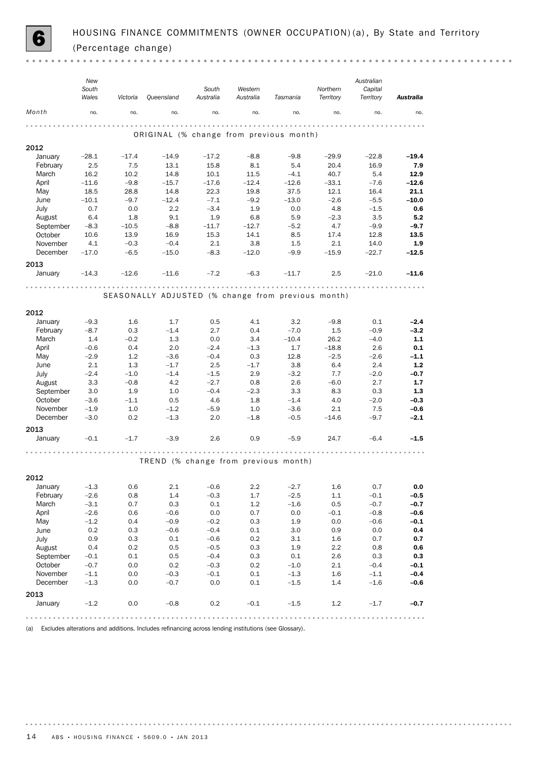# 6 HOUSING FINANCE COMMITMENTS (OWNER OCCUPATION)(a), By State and Territory (Percentage change)

| Month | New South Wales | Victoria | Queensland | South Australia | Western Australia | Tasmania | Northern Territory | Australian Capital Territory | **Australia** |
|---|---|---|---|---|---|---|---|---|---|
| | no. | no. | no. | no. | no. | no. | no. | no. | no. |
| **ORIGINAL (% change from previous month)** | | | | | | | | | |
| **2012** | | | | | | | | | |
| January | –28.1 | –17.4 | –14.9 | –17.2 | –8.8 | –9.8 | –29.9 | –22.8 | **–19.4** |
| February | 2.5 | 7.5 | 13.1 | 15.8 | 8.1 | 5.4 | 20.4 | 16.9 | **7.9** |
| March | 16.2 | 10.2 | 14.8 | 10.1 | 11.5 | –4.1 | 40.7 | 5.4 | **12.9** |
| April | –11.6 | –9.8 | –15.7 | –17.6 | –12.4 | –12.6 | –33.1 | –7.6 | **–12.6** |
| May | 18.5 | 28.8 | 14.8 | 22.3 | 19.8 | 37.5 | 12.1 | 16.4 | **21.1** |
| June | –10.1 | –9.7 | –12.4 | –7.1 | –9.2 | –13.0 | –2.6 | –5.5 | **–10.0** |
| July | 0.7 | 0.0 | 2.2 | –3.4 | 1.9 | 0.0 | 4.8 | –1.5 | **0.6** |
| August | 6.4 | 1.8 | 9.1 | 1.9 | 6.8 | 5.9 | –2.3 | 3.5 | **5.2** |
| September | –8.3 | –10.5 | –8.8 | –11.7 | –12.7 | –5.2 | 4.7 | –9.9 | **–9.7** |
| October | 10.6 | 13.9 | 16.9 | 15.3 | 14.1 | 8.5 | 17.4 | 12.8 | **13.5** |
| November | 4.1 | –0.3 | –0.4 | 2.1 | 3.8 | 1.5 | 2.1 | 14.0 | **1.9** |
| December | –17.0 | –6.5 | –15.0 | –8.3 | –12.0 | –9.9 | –15.9 | –22.7 | **–12.5** |
| **2013** | | | | | | | | | |
| January | –14.3 | –12.6 | –11.6 | –7.2 | –6.3 | –11.7 | 2.5 | –21.0 | **–11.6** |
| **SEASONALLY ADJUSTED (% change from previous month)** | | | | | | | | | |
| **2012** | | | | | | | | | |
| January | –9.3 | 1.6 | 1.7 | 0.5 | 4.1 | 3.2 | –9.8 | 0.1 | **–2.4** |
| February | –8.7 | 0.3 | –1.4 | 2.7 | 0.4 | –7.0 | 1.5 | –0.9 | **–3.2** |
| March | 1.4 | –0.2 | 1.3 | 0.0 | 3.4 | –10.4 | 26.2 | –4.0 | **1.1** |
| April | –0.6 | 0.4 | 2.0 | –2.4 | –1.3 | 1.7 | –18.8 | 2.6 | **0.1** |
| May | –2.9 | 1.2 | –3.6 | –0.4 | 0.3 | 12.8 | –2.5 | –2.6 | **–1.1** |
| June | 2.1 | 1.3 | –1.7 | 2.5 | –1.7 | 3.8 | 6.4 | 2.4 | **1.2** |
| July | –2.4 | –1.0 | –1.4 | –1.5 | 2.9 | –3.2 | 7.7 | –2.0 | **–0.7** |
| August | 3.3 | –0.8 | 4.2 | –2.7 | 0.8 | 2.6 | –6.0 | 2.7 | **1.7** |
| September | 3.0 | 1.9 | 1.0 | –0.4 | –2.3 | 3.3 | 8.3 | 0.3 | **1.3** |
| October | –3.6 | –1.1 | 0.5 | 4.6 | 1.8 | –1.4 | 4.0 | –2.0 | **–0.3** |
| November | –1.9 | 1.0 | –1.2 | –5.9 | 1.0 | –3.6 | 2.1 | 7.5 | **–0.6** |
| December | –3.0 | 0.2 | –1.3 | 2.0 | –1.8 | –0.5 | –14.6 | –9.7 | **–2.1** |
| **2013** | | | | | | | | | |
| January | –0.1 | –1.7 | –3.9 | 2.6 | 0.9 | –5.9 | 24.7 | –6.4 | **–1.5** |
| **TREND (% change from previous month)** | | | | | | | | | |
| **2012** | | | | | | | | | |
| January | –1.3 | 0.6 | 2.1 | –0.6 | 2.2 | –2.7 | 1.6 | 0.7 | **0.0** |
| February | –2.6 | 0.8 | 1.4 | –0.3 | 1.7 | –2.5 | 1.1 | –0.1 | **–0.5** |
| March | –3.1 | 0.7 | 0.3 | 0.1 | 1.2 | –1.6 | 0.5 | –0.7 | **–0.7** |
| April | –2.6 | 0.6 | –0.6 | 0.0 | 0.7 | 0.0 | –0.1 | –0.8 | **–0.6** |
| May | –1.2 | 0.4 | –0.9 | –0.2 | 0.3 | 1.9 | 0.0 | –0.6 | **–0.1** |
| June | 0.2 | 0.3 | –0.6 | –0.4 | 0.1 | 3.0 | 0.9 | 0.0 | **0.4** |
| July | 0.9 | 0.3 | 0.1 | –0.6 | 0.2 | 3.1 | 1.6 | 0.7 | **0.7** |
| August | 0.4 | 0.2 | 0.5 | –0.5 | 0.3 | 1.9 | 2.2 | 0.8 | **0.6** |
| September | –0.1 | 0.1 | 0.5 | –0.4 | 0.3 | 0.1 | 2.6 | 0.3 | **0.3** |
| October | –0.7 | 0.0 | 0.2 | –0.3 | 0.2 | –1.0 | 2.1 | –0.4 | **–0.1** |
| November | –1.1 | 0.0 | –0.3 | –0.1 | 0.1 | –1.3 | 1.6 | –1.1 | **–0.4** |
| December | –1.3 | 0.0 | –0.7 | 0.0 | 0.1 | –1.5 | 1.4 | –1.6 | **–0.6** |
| **2013** | | | | | | | | | |
| January | –1.2 | 0.0 | –0.8 | 0.2 | –0.1 | –1.5 | 1.2 | –1.7 | **–0.7** |

(a) Excludes alterations and additions. Includes refinancing across lending institutions (see Glossary).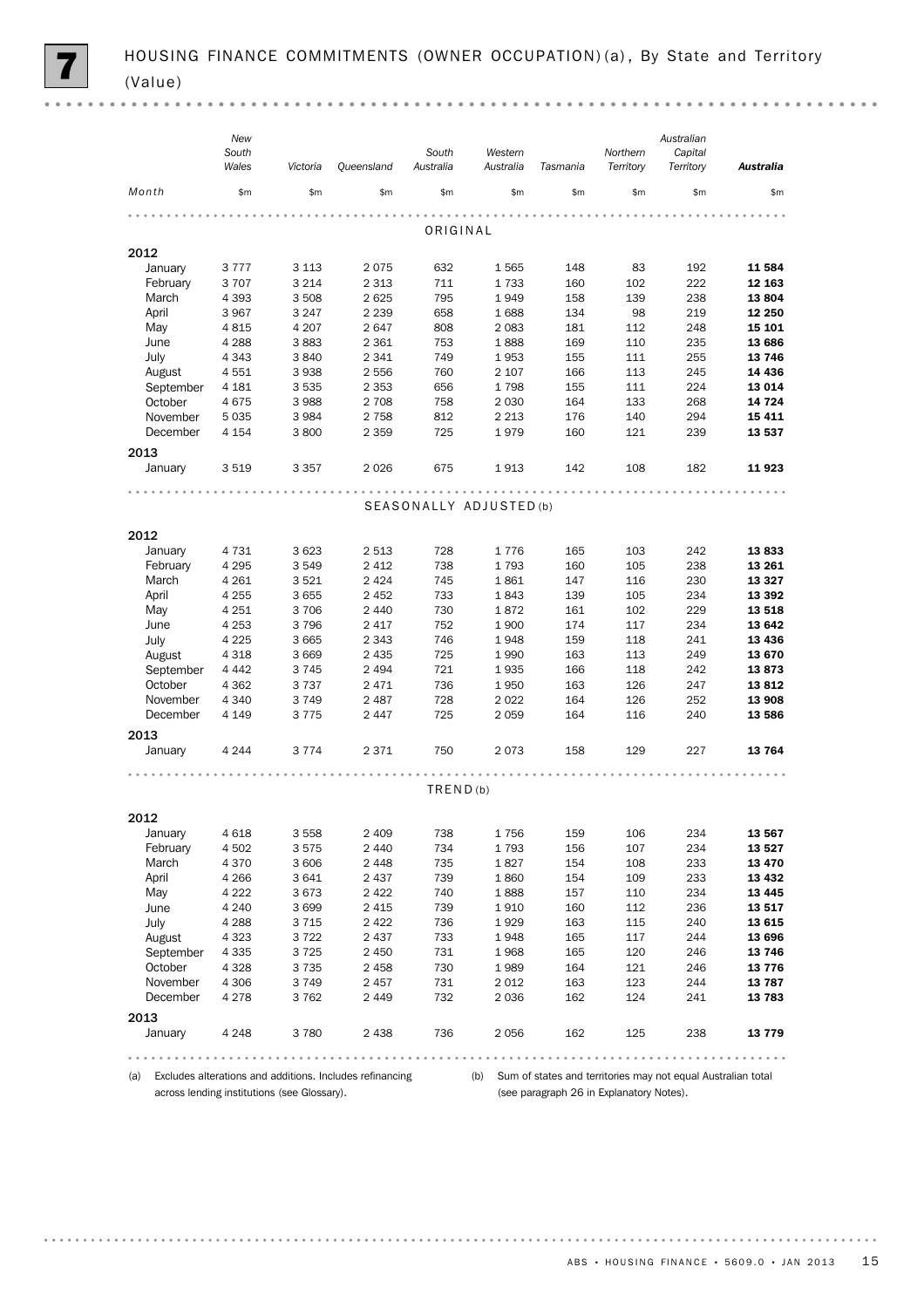# 7 HOUSING FINANCE COMMITMENTS (OWNER OCCUPATION)(a), By State and Territory (Value)

| Month | New South Wales | Victoria | Queensland | South Australia | Western Australia | Tasmania | Northern Territory | Australian Capital Territory | **Australia** |
|---|---|---|---|---|---|---|---|---|---|
| | $m | $m | $m | $m | $m | $m | $m | $m | $m |
| **ORIGINAL** | | | | | | | | | |
| **2012** | | | | | | | | | |
| January | 3 777 | 3 113 | 2 075 | 632 | 1 565 | 148 | 83 | 192 | **11 584** |
| February | 3 707 | 3 214 | 2 313 | 711 | 1 733 | 160 | 102 | 222 | **12 163** |
| March | 4 393 | 3 508 | 2 625 | 795 | 1 949 | 158 | 139 | 238 | **13 804** |
| April | 3 967 | 3 247 | 2 239 | 658 | 1 688 | 134 | 98 | 219 | **12 250** |
| May | 4 815 | 4 207 | 2 647 | 808 | 2 083 | 181 | 112 | 248 | **15 101** |
| June | 4 288 | 3 883 | 2 361 | 753 | 1 888 | 169 | 110 | 235 | **13 686** |
| July | 4 343 | 3 840 | 2 341 | 749 | 1 953 | 155 | 111 | 255 | **13 746** |
| August | 4 551 | 3 938 | 2 556 | 760 | 2 107 | 166 | 113 | 245 | **14 436** |
| September | 4 181 | 3 535 | 2 353 | 656 | 1 798 | 155 | 111 | 224 | **13 014** |
| October | 4 675 | 3 988 | 2 708 | 758 | 2 030 | 164 | 133 | 268 | **14 724** |
| November | 5 035 | 3 984 | 2 758 | 812 | 2 213 | 176 | 140 | 294 | **15 411** |
| December | 4 154 | 3 800 | 2 359 | 725 | 1 979 | 160 | 121 | 239 | **13 537** |
| **2013** | | | | | | | | | |
| January | 3 519 | 3 357 | 2 026 | 675 | 1 913 | 142 | 108 | 182 | **11 923** |
| **SEASONALLY ADJUSTED(b)** | | | | | | | | | |
| **2012** | | | | | | | | | |
| January | 4 731 | 3 623 | 2 513 | 728 | 1 776 | 165 | 103 | 242 | **13 833** |
| February | 4 295 | 3 549 | 2 412 | 738 | 1 793 | 160 | 105 | 238 | **13 261** |
| March | 4 261 | 3 521 | 2 424 | 745 | 1 861 | 147 | 116 | 230 | **13 327** |
| April | 4 255 | 3 655 | 2 452 | 733 | 1 843 | 139 | 105 | 234 | **13 392** |
| May | 4 251 | 3 706 | 2 440 | 730 | 1 872 | 161 | 102 | 229 | **13 518** |
| June | 4 253 | 3 796 | 2 417 | 752 | 1 900 | 174 | 117 | 234 | **13 642** |
| July | 4 225 | 3 665 | 2 343 | 746 | 1 948 | 159 | 118 | 241 | **13 436** |
| August | 4 318 | 3 669 | 2 435 | 725 | 1 990 | 163 | 113 | 249 | **13 670** |
| September | 4 442 | 3 745 | 2 494 | 721 | 1 935 | 166 | 118 | 242 | **13 873** |
| October | 4 362 | 3 737 | 2 471 | 736 | 1 950 | 163 | 126 | 247 | **13 812** |
| November | 4 340 | 3 749 | 2 487 | 728 | 2 022 | 164 | 126 | 252 | **13 908** |
| December | 4 149 | 3 775 | 2 447 | 725 | 2 059 | 164 | 116 | 240 | **13 586** |
| **2013** | | | | | | | | | |
| January | 4 244 | 3 774 | 2 371 | 750 | 2 073 | 158 | 129 | 227 | **13 764** |
| **TREND(b)** | | | | | | | | | |
| **2012** | | | | | | | | | |
| January | 4 618 | 3 558 | 2 409 | 738 | 1 756 | 159 | 106 | 234 | **13 567** |
| February | 4 502 | 3 575 | 2 440 | 734 | 1 793 | 156 | 107 | 234 | **13 527** |
| March | 4 370 | 3 606 | 2 448 | 735 | 1 827 | 154 | 108 | 233 | **13 470** |
| April | 4 266 | 3 641 | 2 437 | 739 | 1 860 | 154 | 109 | 233 | **13 432** |
| May | 4 222 | 3 673 | 2 422 | 740 | 1 888 | 157 | 110 | 234 | **13 445** |
| June | 4 240 | 3 699 | 2 415 | 739 | 1 910 | 160 | 112 | 236 | **13 517** |
| July | 4 288 | 3 715 | 2 422 | 736 | 1 929 | 163 | 115 | 240 | **13 615** |
| August | 4 323 | 3 722 | 2 437 | 733 | 1 948 | 165 | 117 | 244 | **13 696** |
| September | 4 335 | 3 725 | 2 450 | 731 | 1 968 | 165 | 120 | 246 | **13 746** |
| October | 4 328 | 3 735 | 2 458 | 730 | 1 989 | 164 | 121 | 246 | **13 776** |
| November | 4 306 | 3 749 | 2 457 | 731 | 2 012 | 163 | 123 | 244 | **13 787** |
| December | 4 278 | 3 762 | 2 449 | 732 | 2 036 | 162 | 124 | 241 | **13 783** |
| **2013** | | | | | | | | | |
| January | 4 248 | 3 780 | 2 438 | 736 | 2 056 | 162 | 125 | 238 | **13 779** |

(a) Excludes alterations and additions. Includes refinancing across lending institutions (see Glossary).

(b) Sum of states and territories may not equal Australian total (see paragraph 26 in Explanatory Notes).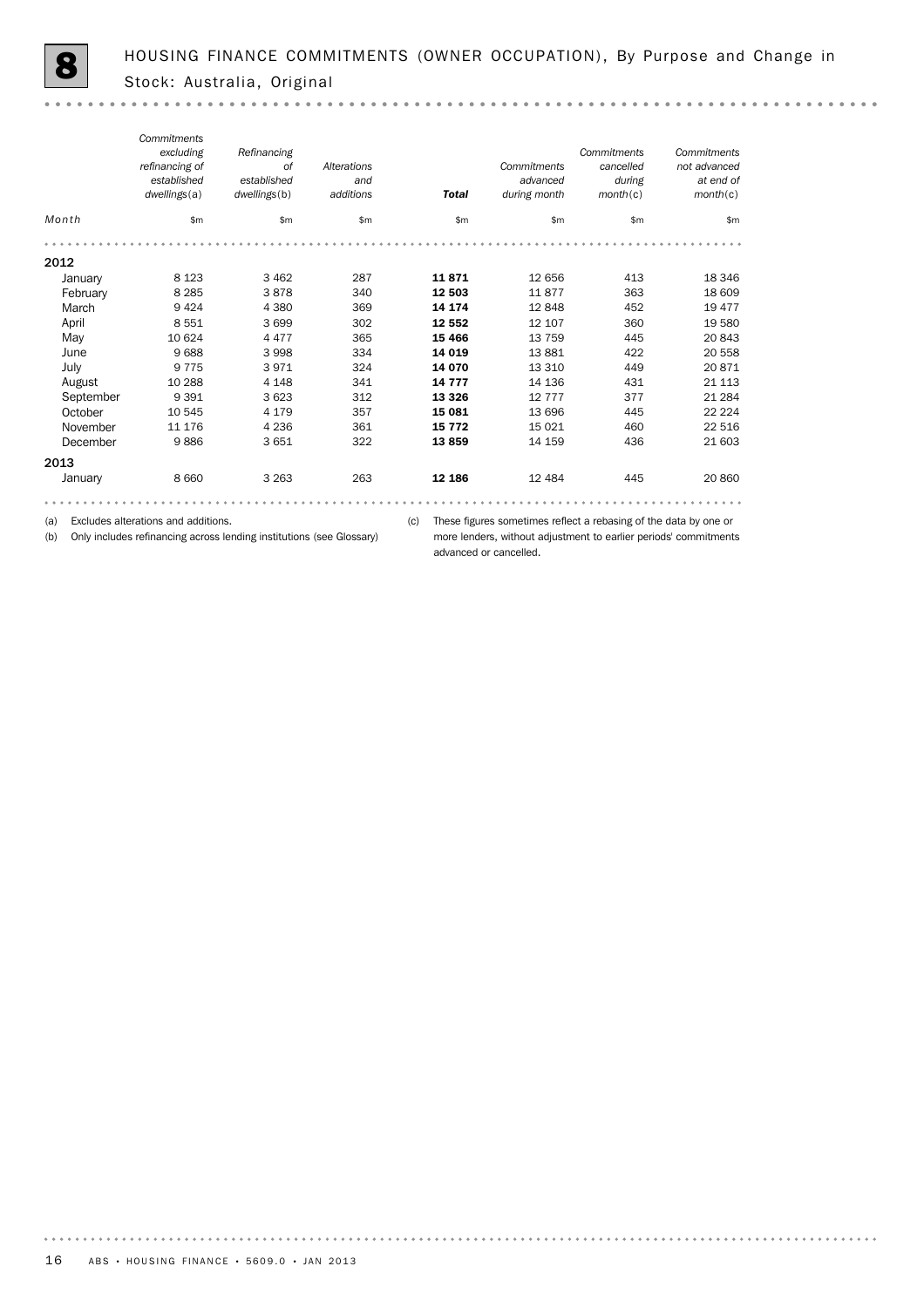# 8 HOUSING FINANCE COMMITMENTS (OWNER OCCUPATION), By Purpose and Change in Stock: Australia, Original

| Month | *Commitments excluding refinancing of established dwellings*(a) | *Refinancing of established dwellings*(b) | *Alterations and additions* | ***Total*** | *Commitments advanced during month* | *Commitments cancelled during month*(c) | *Commitments not advanced at end of month*(c) |
|---|---|---|---|---|---|---|---|
| | $m | $m | $m | $m | $m | $m | $m |
| **2012** | | | | | | | |
| January | 8 123 | 3 462 | 287 | **11 871** | 12 656 | 413 | 18 346 |
| February | 8 285 | 3 878 | 340 | **12 503** | 11 877 | 363 | 18 609 |
| March | 9 424 | 4 380 | 369 | **14 174** | 12 848 | 452 | 19 477 |
| April | 8 551 | 3 699 | 302 | **12 552** | 12 107 | 360 | 19 580 |
| May | 10 624 | 4 477 | 365 | **15 466** | 13 759 | 445 | 20 843 |
| June | 9 688 | 3 998 | 334 | **14 019** | 13 881 | 422 | 20 558 |
| July | 9 775 | 3 971 | 324 | **14 070** | 13 310 | 449 | 20 871 |
| August | 10 288 | 4 148 | 341 | **14 777** | 14 136 | 431 | 21 113 |
| September | 9 391 | 3 623 | 312 | **13 326** | 12 777 | 377 | 21 284 |
| October | 10 545 | 4 179 | 357 | **15 081** | 13 696 | 445 | 22 224 |
| November | 11 176 | 4 236 | 361 | **15 772** | 15 021 | 460 | 22 516 |
| December | 9 886 | 3 651 | 322 | **13 859** | 14 159 | 436 | 21 603 |
| **2013** | | | | | | | |
| January | 8 660 | 3 263 | 263 | **12 186** | 12 484 | 445 | 20 860 |

(a) Excludes alterations and additions.

(b) Only includes refinancing across lending institutions (see Glossary)

(c) These figures sometimes reflect a rebasing of the data by one or more lenders, without adjustment to earlier periods' commitments advanced or cancelled.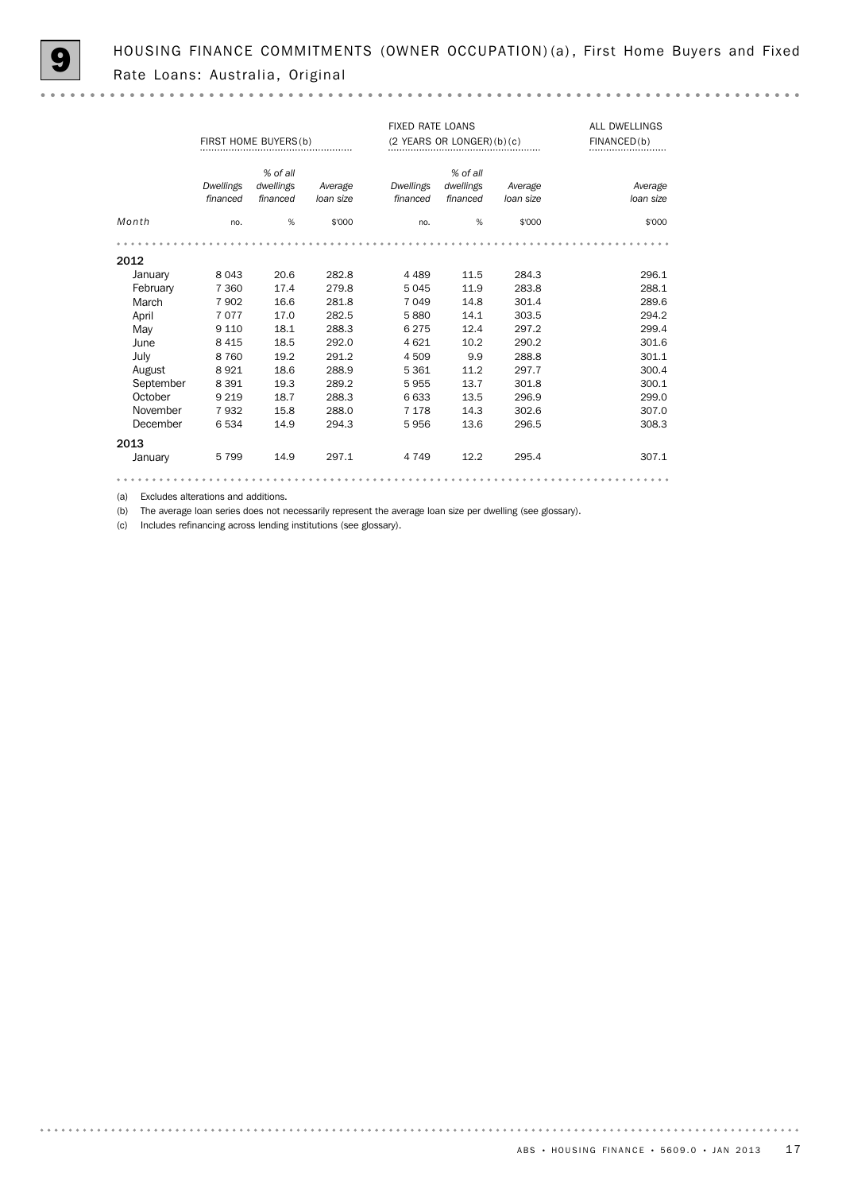# 9 HOUSING FINANCE COMMITMENTS (OWNER OCCUPATION)(a), First Home Buyers and Fixed Rate Loans: Australia, Original

| | FIRST HOME BUYERS(b) | | | FIXED RATE LOANS (2 YEARS OR LONGER)(b)(c) | | | ALL DWELLINGS FINANCED(b) |
|---|---|---|---|---|---|---|---|
| | *Dwellings financed* | *% of all dwellings financed* | *Average loan size* | *Dwellings financed* | *% of all dwellings financed* | *Average loan size* | *Average loan size* |
| *Month* | no. | % | $'000 | no. | % | $'000 | $'000 |
| **2012** | | | | | | | |
| January | 8 043 | 20.6 | 282.8 | 4 489 | 11.5 | 284.3 | 296.1 |
| February | 7 360 | 17.4 | 279.8 | 5 045 | 11.9 | 283.8 | 288.1 |
| March | 7 902 | 16.6 | 281.8 | 7 049 | 14.8 | 301.4 | 289.6 |
| April | 7 077 | 17.0 | 282.5 | 5 880 | 14.1 | 303.5 | 294.2 |
| May | 9 110 | 18.1 | 288.3 | 6 275 | 12.4 | 297.2 | 299.4 |
| June | 8 415 | 18.5 | 292.0 | 4 621 | 10.2 | 290.2 | 301.6 |
| July | 8 760 | 19.2 | 291.2 | 4 509 | 9.9 | 288.8 | 301.1 |
| August | 8 921 | 18.6 | 288.9 | 5 361 | 11.2 | 297.7 | 300.4 |
| September | 8 391 | 19.3 | 289.2 | 5 955 | 13.7 | 301.8 | 300.1 |
| October | 9 219 | 18.7 | 288.3 | 6 633 | 13.5 | 296.9 | 299.0 |
| November | 7 932 | 15.8 | 288.0 | 7 178 | 14.3 | 302.6 | 307.0 |
| December | 6 534 | 14.9 | 294.3 | 5 956 | 13.6 | 296.5 | 308.3 |
| **2013** | | | | | | | |
| January | 5 799 | 14.9 | 297.1 | 4 749 | 12.2 | 295.4 | 307.1 |

(a) Excludes alterations and additions.

(b) The average loan series does not necessarily represent the average loan size per dwelling (see glossary).

(c) Includes refinancing across lending institutions (see glossary).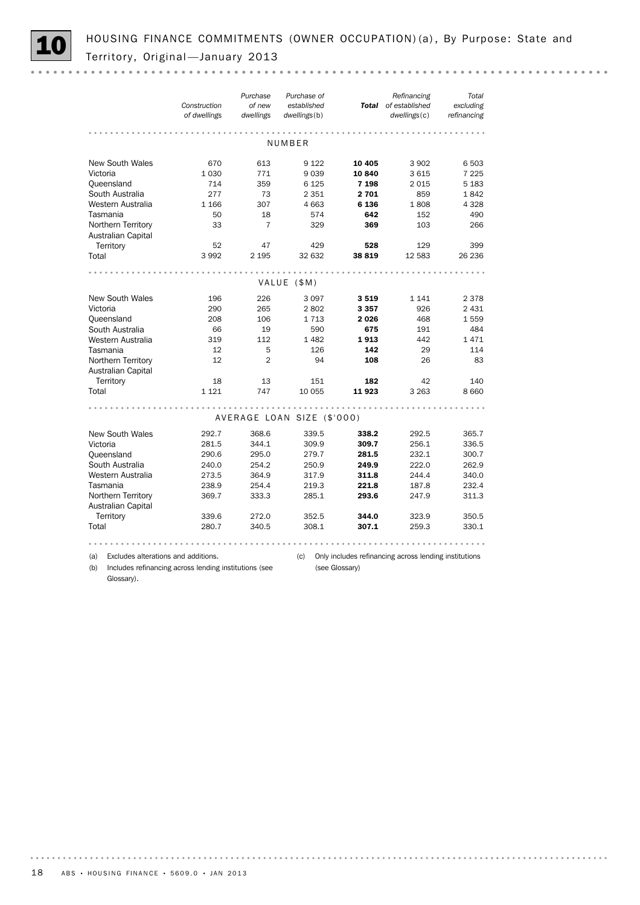# 10 HOUSING FINANCE COMMITMENTS (OWNER OCCUPATION)(a), By Purpose: State and Territory, Original—January 2013

| | *Construction of dwellings* | *Purchase of new dwellings* | *Purchase of established dwellings*(b) | ***Total*** | *Refinancing of established dwellings*(c) | *Total excluding refinancing* |
|---|---|---|---|---|---|---|
| | | | NUMBER | | | |
| New South Wales | 670 | 613 | 9 122 | **10 405** | 3 902 | 6 503 |
| Victoria | 1 030 | 771 | 9 039 | **10 840** | 3 615 | 7 225 |
| Queensland | 714 | 359 | 6 125 | **7 198** | 2 015 | 5 183 |
| South Australia | 277 | 73 | 2 351 | **2 701** | 859 | 1 842 |
| Western Australia | 1 166 | 307 | 4 663 | **6 136** | 1 808 | 4 328 |
| Tasmania | 50 | 18 | 574 | **642** | 152 | 490 |
| Northern Territory | 33 | 7 | 329 | **369** | 103 | 266 |
| Australian Capital Territory | 52 | 47 | 429 | **528** | 129 | 399 |
| Total | 3 992 | 2 195 | 32 632 | **38 819** | 12 583 | 26 236 |
| | | | VALUE ($M) | | | |
| New South Wales | 196 | 226 | 3 097 | **3 519** | 1 141 | 2 378 |
| Victoria | 290 | 265 | 2 802 | **3 357** | 926 | 2 431 |
| Queensland | 208 | 106 | 1 713 | **2 026** | 468 | 1 559 |
| South Australia | 66 | 19 | 590 | **675** | 191 | 484 |
| Western Australia | 319 | 112 | 1 482 | **1 913** | 442 | 1 471 |
| Tasmania | 12 | 5 | 126 | **142** | 29 | 114 |
| Northern Territory | 12 | 2 | 94 | **108** | 26 | 83 |
| Australian Capital Territory | 18 | 13 | 151 | **182** | 42 | 140 |
| Total | 1 121 | 747 | 10 055 | **11 923** | 3 263 | 8 660 |
| | | | AVERAGE LOAN SIZE ($'000) | | | |
| New South Wales | 292.7 | 368.6 | 339.5 | **338.2** | 292.5 | 365.7 |
| Victoria | 281.5 | 344.1 | 309.9 | **309.7** | 256.1 | 336.5 |
| Queensland | 290.6 | 295.0 | 279.7 | **281.5** | 232.1 | 300.7 |
| South Australia | 240.0 | 254.2 | 250.9 | **249.9** | 222.0 | 262.9 |
| Western Australia | 273.5 | 364.9 | 317.9 | **311.8** | 244.4 | 340.0 |
| Tasmania | 238.9 | 254.4 | 219.3 | **221.8** | 187.8 | 232.4 |
| Northern Territory | 369.7 | 333.3 | 285.1 | **293.6** | 247.9 | 311.3 |
| Australian Capital Territory | 339.6 | 272.0 | 352.5 | **344.0** | 323.9 | 350.5 |
| Total | 280.7 | 340.5 | 308.1 | **307.1** | 259.3 | 330.1 |

(a) Excludes alterations and additions.

(b) Includes refinancing across lending institutions (see Glossary).

(c) Only includes refinancing across lending institutions (see Glossary)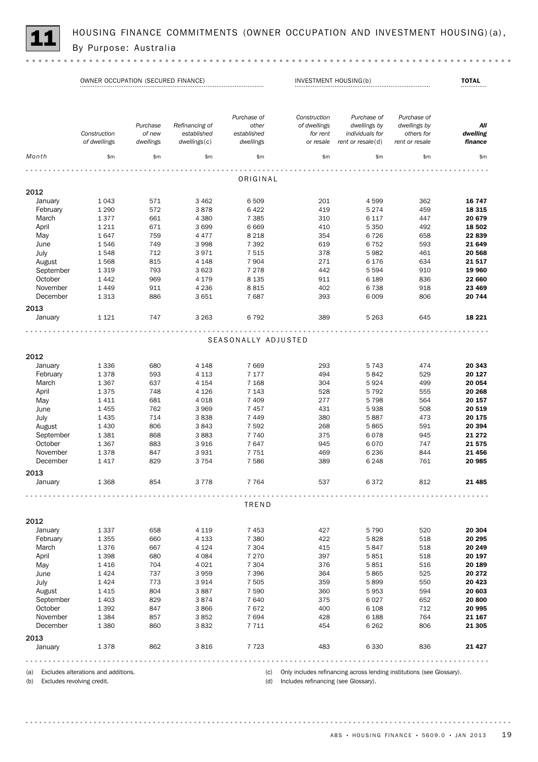# 11 HOUSING FINANCE COMMITMENTS (OWNER OCCUPATION AND INVESTMENT HOUSING)(a), By Purpose: Australia

| | OWNER OCCUPATION (SECURED FINANCE) | | | | INVESTMENT HOUSING(b) | | | TOTAL |
|---|---|---|---|---|---|---|---|---|
| | Construction of dwellings | Purchase of new dwellings | Refinancing of established dwellings(c) | Purchase of other established dwellings | Construction of dwellings for rent or resale | Purchase of dwellings by individuals for rent or resale(d) | Purchase of dwellings by others for rent or resale | *All dwelling finance* |
| Month | $m | $m | $m | $m | $m | $m | $m | $m |
| **ORIGINAL** | | | | | | | | |
| **2012** | | | | | | | | |
| January | 1 043 | 571 | 3 462 | 6 509 | 201 | 4 599 | 362 | **16 747** |
| February | 1 290 | 572 | 3 878 | 6 422 | 419 | 5 274 | 459 | **18 315** |
| March | 1 377 | 661 | 4 380 | 7 385 | 310 | 6 117 | 447 | **20 679** |
| April | 1 211 | 671 | 3 699 | 6 669 | 410 | 5 350 | 492 | **18 502** |
| May | 1 647 | 759 | 4 477 | 8 218 | 354 | 6 726 | 658 | **22 839** |
| June | 1 546 | 749 | 3 998 | 7 392 | 619 | 6 752 | 593 | **21 649** |
| July | 1 548 | 712 | 3 971 | 7 515 | 378 | 5 982 | 461 | **20 568** |
| August | 1 568 | 815 | 4 148 | 7 904 | 271 | 6 176 | 634 | **21 517** |
| September | 1 319 | 793 | 3 623 | 7 278 | 442 | 5 594 | 910 | **19 960** |
| October | 1 442 | 969 | 4 179 | 8 135 | 911 | 6 189 | 836 | **22 660** |
| November | 1 449 | 911 | 4 236 | 8 815 | 402 | 6 738 | 918 | **23 469** |
| December | 1 313 | 886 | 3 651 | 7 687 | 393 | 6 009 | 806 | **20 744** |
| **2013** | | | | | | | | |
| January | 1 121 | 747 | 3 263 | 6 792 | 389 | 5 263 | 645 | **18 221** |
| **SEASONALLY ADJUSTED** | | | | | | | | |
| **2012** | | | | | | | | |
| January | 1 336 | 680 | 4 148 | 7 669 | 293 | 5 743 | 474 | **20 343** |
| February | 1 378 | 593 | 4 113 | 7 177 | 494 | 5 842 | 529 | **20 127** |
| March | 1 367 | 637 | 4 154 | 7 168 | 304 | 5 924 | 499 | **20 054** |
| April | 1 375 | 748 | 4 126 | 7 143 | 528 | 5 792 | 555 | **20 268** |
| May | 1 411 | 681 | 4 018 | 7 409 | 277 | 5 798 | 564 | **20 157** |
| June | 1 455 | 762 | 3 969 | 7 457 | 431 | 5 938 | 508 | **20 519** |
| July | 1 435 | 714 | 3 838 | 7 449 | 380 | 5 887 | 473 | **20 175** |
| August | 1 430 | 806 | 3 843 | 7 592 | 268 | 5 865 | 591 | **20 394** |
| September | 1 381 | 868 | 3 883 | 7 740 | 375 | 6 078 | 945 | **21 272** |
| October | 1 367 | 883 | 3 916 | 7 647 | 945 | 6 070 | 747 | **21 575** |
| November | 1 378 | 847 | 3 931 | 7 751 | 469 | 6 236 | 844 | **21 456** |
| December | 1 417 | 829 | 3 754 | 7 586 | 389 | 6 248 | 761 | **20 985** |
| **2013** | | | | | | | | |
| January | 1 368 | 854 | 3 778 | 7 764 | 537 | 6 372 | 812 | **21 485** |
| **TREND** | | | | | | | | |
| **2012** | | | | | | | | |
| January | 1 337 | 658 | 4 119 | 7 453 | 427 | 5 790 | 520 | **20 304** |
| February | 1 355 | 660 | 4 133 | 7 380 | 422 | 5 828 | 518 | **20 295** |
| March | 1 376 | 667 | 4 124 | 7 304 | 415 | 5 847 | 518 | **20 249** |
| April | 1 398 | 680 | 4 084 | 7 270 | 397 | 5 851 | 518 | **20 197** |
| May | 1 416 | 704 | 4 021 | 7 304 | 376 | 5 851 | 516 | **20 189** |
| June | 1 424 | 737 | 3 959 | 7 396 | 364 | 5 865 | 525 | **20 272** |
| July | 1 424 | 773 | 3 914 | 7 505 | 359 | 5 899 | 550 | **20 423** |
| August | 1 415 | 804 | 3 887 | 7 590 | 360 | 5 953 | 594 | **20 603** |
| September | 1 403 | 829 | 3 874 | 7 640 | 375 | 6 027 | 652 | **20 800** |
| October | 1 392 | 847 | 3 866 | 7 672 | 400 | 6 108 | 712 | **20 995** |
| November | 1 384 | 857 | 3 852 | 7 694 | 428 | 6 188 | 764 | **21 167** |
| December | 1 380 | 860 | 3 832 | 7 711 | 454 | 6 262 | 806 | **21 305** |
| **2013** | | | | | | | | |
| January | 1 378 | 862 | 3 816 | 7 723 | 483 | 6 330 | 836 | **21 427** |

(a) Excludes alterations and additions.
(b) Excludes revolving credit.
(c) Only includes refinancing across lending institutions (see Glossary).
(d) Includes refinancing (see Glossary).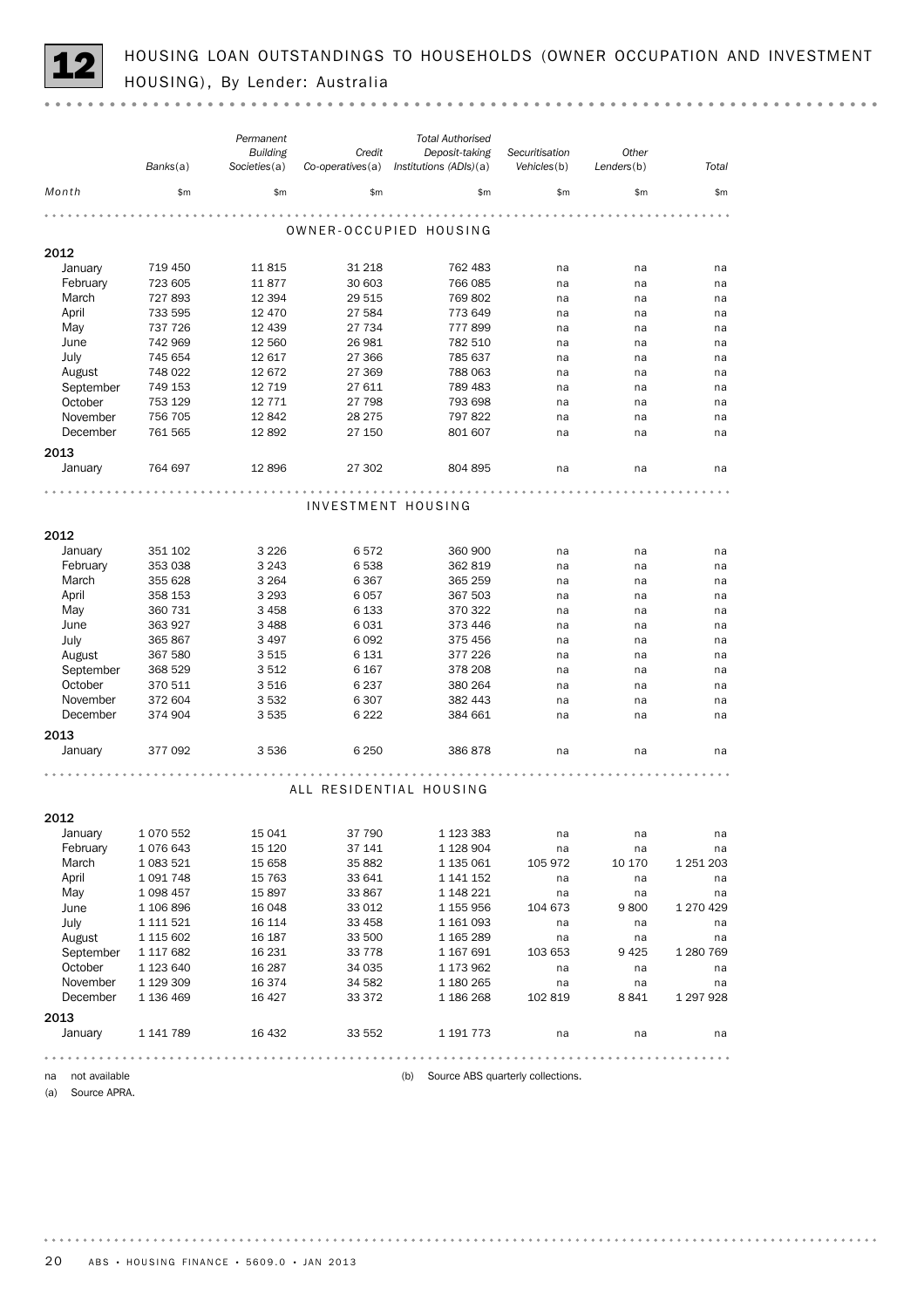# 12 HOUSING LOAN OUTSTANDINGS TO HOUSEHOLDS (OWNER OCCUPATION AND INVESTMENT HOUSING), By Lender: Australia

| Month | Banks(a) | Permanent Building Societies(a) | Credit Co-operatives(a) | Total Authorised Deposit-taking Institutions (ADIs)(a) | Securitisation Vehicles(b) | Other Lenders(b) | Total |
|---|---|---|---|---|---|---|---|
| | $m | $m | $m | $m | $m | $m | $m |
| **OWNER-OCCUPIED HOUSING** | | | | | | | |
| **2012** | | | | | | | |
| January | 719 450 | 11 815 | 31 218 | 762 483 | na | na | na |
| February | 723 605 | 11 877 | 30 603 | 766 085 | na | na | na |
| March | 727 893 | 12 394 | 29 515 | 769 802 | na | na | na |
| April | 733 595 | 12 470 | 27 584 | 773 649 | na | na | na |
| May | 737 726 | 12 439 | 27 734 | 777 899 | na | na | na |
| June | 742 969 | 12 560 | 26 981 | 782 510 | na | na | na |
| July | 745 654 | 12 617 | 27 366 | 785 637 | na | na | na |
| August | 748 022 | 12 672 | 27 369 | 788 063 | na | na | na |
| September | 749 153 | 12 719 | 27 611 | 789 483 | na | na | na |
| October | 753 129 | 12 771 | 27 798 | 793 698 | na | na | na |
| November | 756 705 | 12 842 | 28 275 | 797 822 | na | na | na |
| December | 761 565 | 12 892 | 27 150 | 801 607 | na | na | na |
| **2013** | | | | | | | |
| January | 764 697 | 12 896 | 27 302 | 804 895 | na | na | na |
| **INVESTMENT HOUSING** | | | | | | | |
| **2012** | | | | | | | |
| January | 351 102 | 3 226 | 6 572 | 360 900 | na | na | na |
| February | 353 038 | 3 243 | 6 538 | 362 819 | na | na | na |
| March | 355 628 | 3 264 | 6 367 | 365 259 | na | na | na |
| April | 358 153 | 3 293 | 6 057 | 367 503 | na | na | na |
| May | 360 731 | 3 458 | 6 133 | 370 322 | na | na | na |
| June | 363 927 | 3 488 | 6 031 | 373 446 | na | na | na |
| July | 365 867 | 3 497 | 6 092 | 375 456 | na | na | na |
| August | 367 580 | 3 515 | 6 131 | 377 226 | na | na | na |
| September | 368 529 | 3 512 | 6 167 | 378 208 | na | na | na |
| October | 370 511 | 3 516 | 6 237 | 380 264 | na | na | na |
| November | 372 604 | 3 532 | 6 307 | 382 443 | na | na | na |
| December | 374 904 | 3 535 | 6 222 | 384 661 | na | na | na |
| **2013** | | | | | | | |
| January | 377 092 | 3 536 | 6 250 | 386 878 | na | na | na |
| **ALL RESIDENTIAL HOUSING** | | | | | | | |
| **2012** | | | | | | | |
| January | 1 070 552 | 15 041 | 37 790 | 1 123 383 | na | na | na |
| February | 1 076 643 | 15 120 | 37 141 | 1 128 904 | na | na | na |
| March | 1 083 521 | 15 658 | 35 882 | 1 135 061 | 105 972 | 10 170 | 1 251 203 |
| April | 1 091 748 | 15 763 | 33 641 | 1 141 152 | na | na | na |
| May | 1 098 457 | 15 897 | 33 867 | 1 148 221 | na | na | na |
| June | 1 106 896 | 16 048 | 33 012 | 1 155 956 | 104 673 | 9 800 | 1 270 429 |
| July | 1 111 521 | 16 114 | 33 458 | 1 161 093 | na | na | na |
| August | 1 115 602 | 16 187 | 33 500 | 1 165 289 | na | na | na |
| September | 1 117 682 | 16 231 | 33 778 | 1 167 691 | 103 653 | 9 425 | 1 280 769 |
| October | 1 123 640 | 16 287 | 34 035 | 1 173 962 | na | na | na |
| November | 1 129 309 | 16 374 | 34 582 | 1 180 265 | na | na | na |
| December | 1 136 469 | 16 427 | 33 372 | 1 186 268 | 102 819 | 8 841 | 1 297 928 |
| **2013** | | | | | | | |
| January | 1 141 789 | 16 432 | 33 552 | 1 191 773 | na | na | na |

na not available

(a) Source APRA.

(b) Source ABS quarterly collections.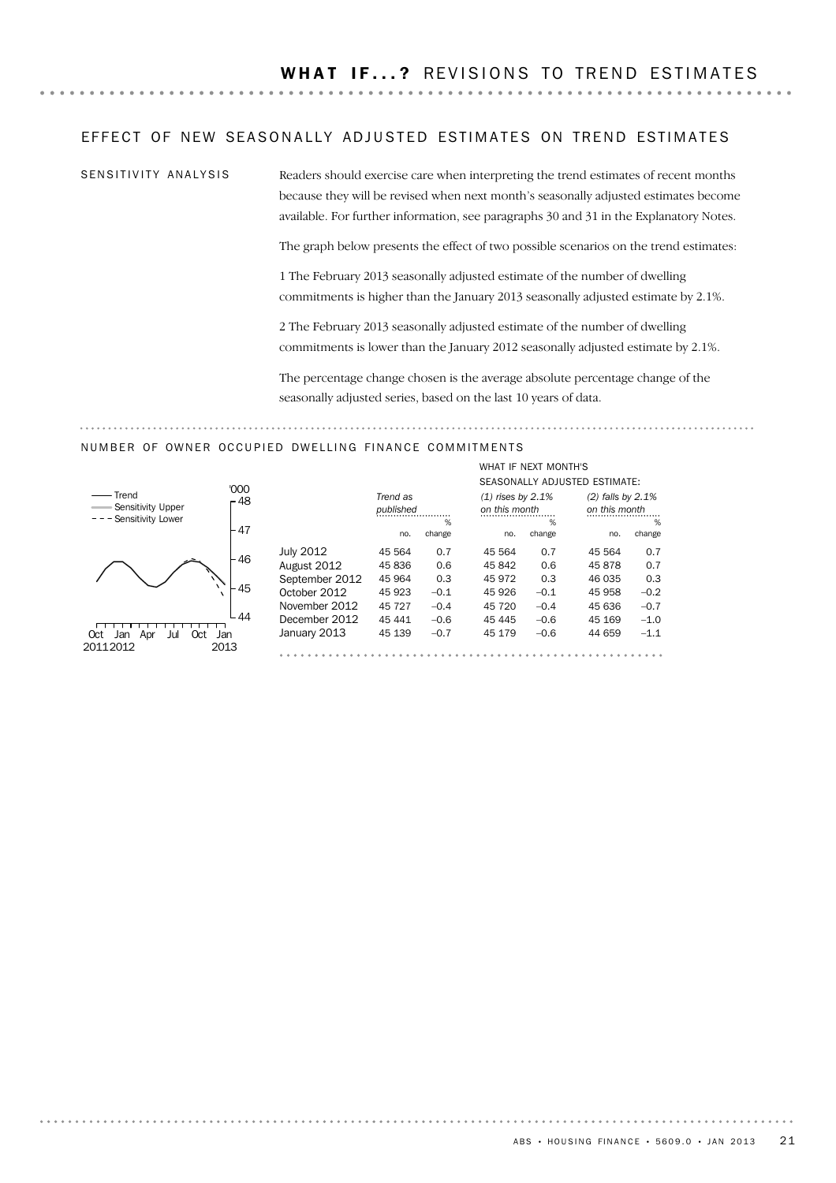# WHAT IF...? REVISIONS TO TREND ESTIMATES

## EFFECT OF NEW SEASONALLY ADJUSTED ESTIMATES ON TREND ESTIMATES

### SENSITIVITY ANALYSIS

Readers should exercise care when interpreting the trend estimates of recent months because they will be revised when next month's seasonally adjusted estimates become available. For further information, see paragraphs 30 and 31 in the Explanatory Notes.

The graph below presents the effect of two possible scenarios on the trend estimates:

1 The February 2013 seasonally adjusted estimate of the number of dwelling commitments is higher than the January 2013 seasonally adjusted estimate by 2.1%.

2 The February 2013 seasonally adjusted estimate of the number of dwelling commitments is lower than the January 2012 seasonally adjusted estimate by 2.1%.

The percentage change chosen is the average absolute percentage change of the seasonally adjusted series, based on the last 10 years of data.

## NUMBER OF OWNER OCCUPIED DWELLING FINANCE COMMITMENTS

| | *Trend as published* | | WHAT IF NEXT MONTH'S SEASONALLY ADJUSTED ESTIMATE: *(1) rises by 2.1% on this month* | | *(2) falls by 2.1% on this month* | |
|---|---|---|---|---|---|---|
| | no. | % change | no. | % change | no. | % change |
| July 2012 | 45 564 | 0.7 | 45 564 | 0.7 | 45 564 | 0.7 |
| August 2012 | 45 836 | 0.6 | 45 842 | 0.6 | 45 878 | 0.7 |
| September 2012 | 45 964 | 0.3 | 45 972 | 0.3 | 46 035 | 0.3 |
| October 2012 | 45 923 | −0.1 | 45 926 | −0.1 | 45 958 | −0.2 |
| November 2012 | 45 727 | −0.4 | 45 720 | −0.4 | 45 636 | −0.7 |
| December 2012 | 45 441 | −0.6 | 45 445 | −0.6 | 45 169 | −1.0 |
| January 2013 | 45 139 | −0.7 | 45 179 | −0.6 | 44 659 | −1.1 |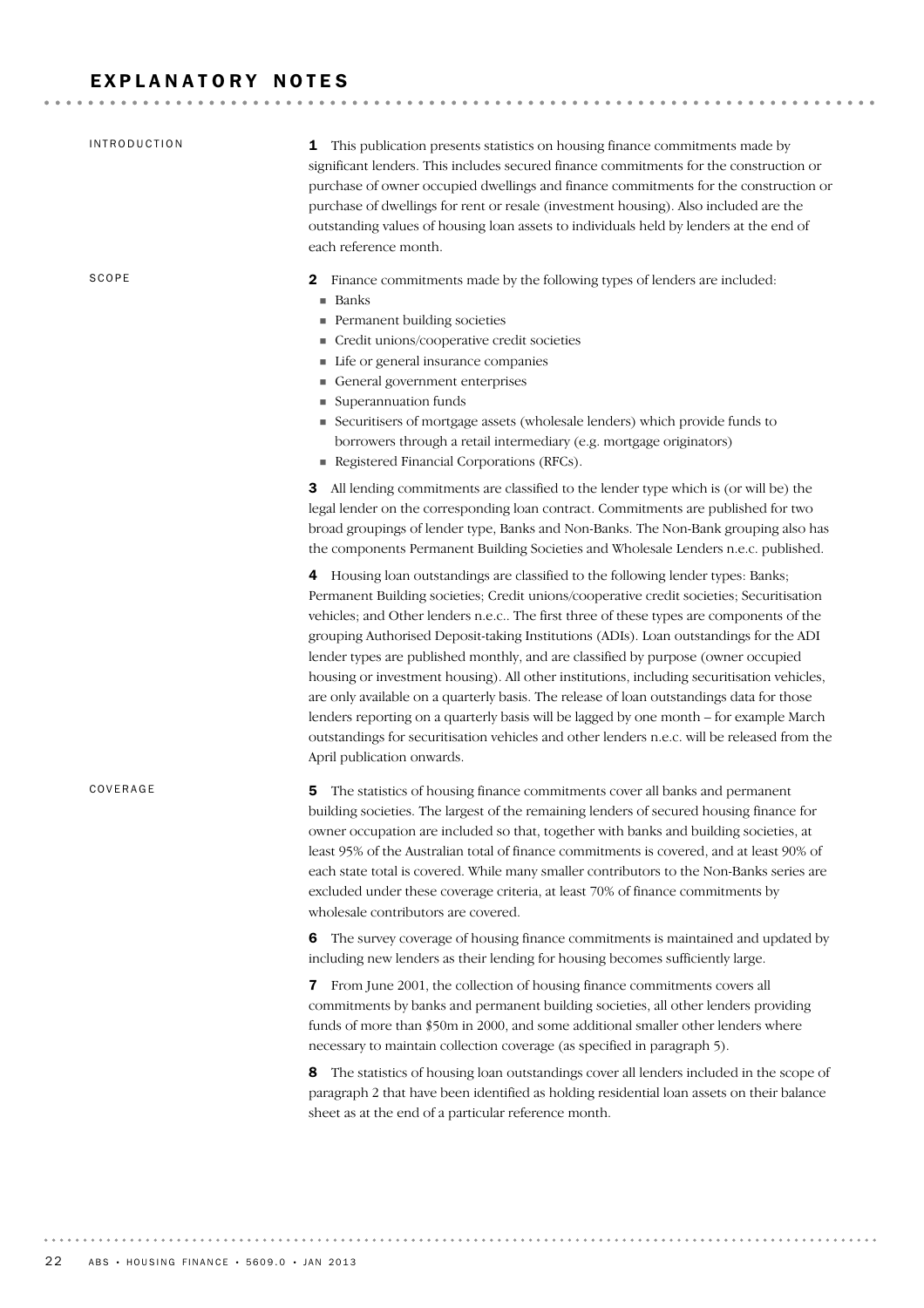# EXPLANATORY NOTES

## INTRODUCTION

**1** This publication presents statistics on housing finance commitments made by significant lenders. This includes secured finance commitments for the construction or purchase of owner occupied dwellings and finance commitments for the construction or purchase of dwellings for rent or resale (investment housing). Also included are the outstanding values of housing loan assets to individuals held by lenders at the end of each reference month.

## SCOPE

**2** Finance commitments made by the following types of lenders are included:

- Banks
- Permanent building societies
- Credit unions/cooperative credit societies
- Life or general insurance companies
- General government enterprises
- Superannuation funds
- Securitisers of mortgage assets (wholesale lenders) which provide funds to borrowers through a retail intermediary (e.g. mortgage originators)
- Registered Financial Corporations (RFCs).

**3** All lending commitments are classified to the lender type which is (or will be) the legal lender on the corresponding loan contract. Commitments are published for two broad groupings of lender type, Banks and Non-Banks. The Non-Bank grouping also has the components Permanent Building Societies and Wholesale Lenders n.e.c. published.

**4** Housing loan outstandings are classified to the following lender types: Banks; Permanent Building societies; Credit unions/cooperative credit societies; Securitisation vehicles; and Other lenders n.e.c.. The first three of these types are components of the grouping Authorised Deposit-taking Institutions (ADIs). Loan outstandings for the ADI lender types are published monthly, and are classified by purpose (owner occupied housing or investment housing). All other institutions, including securitisation vehicles, are only available on a quarterly basis. The release of loan outstandings data for those lenders reporting on a quarterly basis will be lagged by one month – for example March outstandings for securitisation vehicles and other lenders n.e.c. will be released from the April publication onwards.

## COVERAGE

**5** The statistics of housing finance commitments cover all banks and permanent building societies. The largest of the remaining lenders of secured housing finance for owner occupation are included so that, together with banks and building societies, at least 95% of the Australian total of finance commitments is covered, and at least 90% of each state total is covered. While many smaller contributors to the Non-Banks series are excluded under these coverage criteria, at least 70% of finance commitments by wholesale contributors are covered.

**6** The survey coverage of housing finance commitments is maintained and updated by including new lenders as their lending for housing becomes sufficiently large.

**7** From June 2001, the collection of housing finance commitments covers all commitments by banks and permanent building societies, all other lenders providing funds of more than $50m in 2000, and some additional smaller other lenders where necessary to maintain collection coverage (as specified in paragraph 5).

**8** The statistics of housing loan outstandings cover all lenders included in the scope of paragraph 2 that have been identified as holding residential loan assets on their balance sheet as at the end of a particular reference month.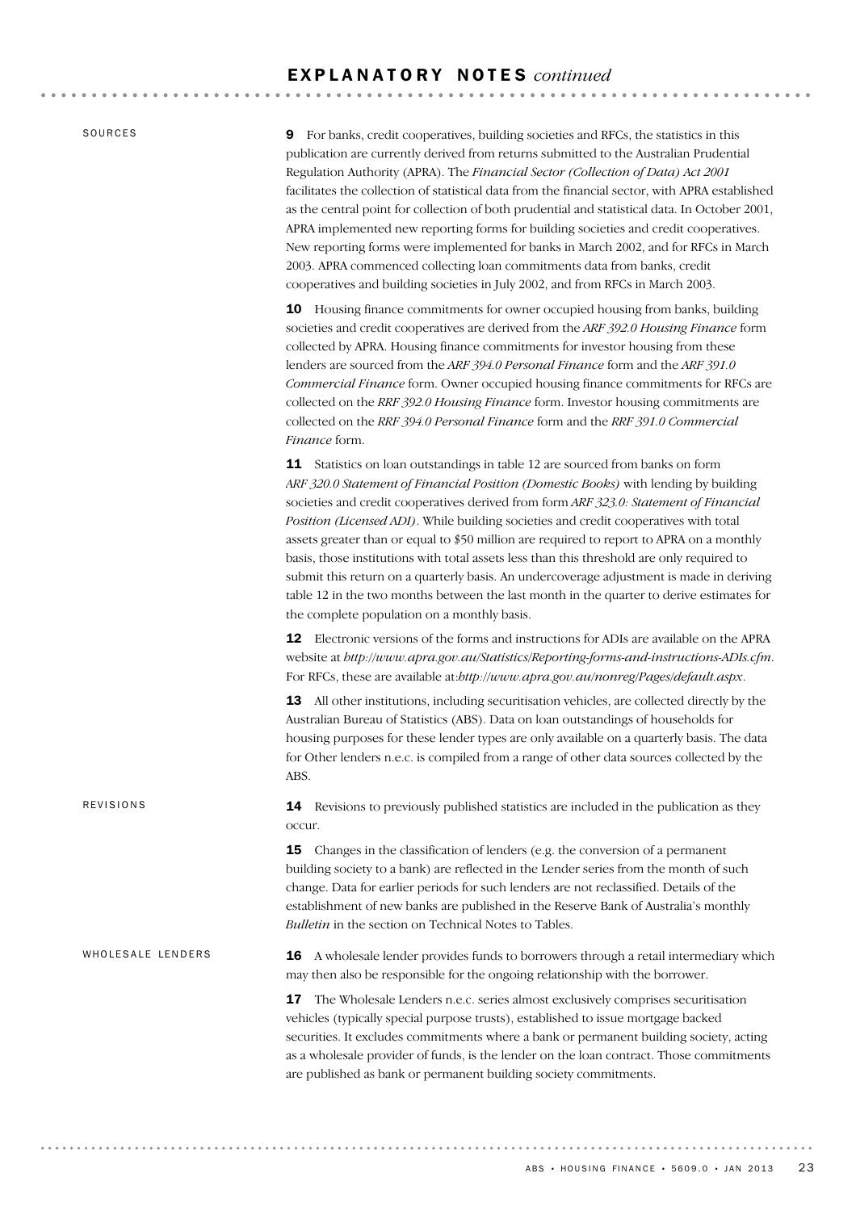## EXPLANATORY NOTES *continued*

### SOURCES

**9** For banks, credit cooperatives, building societies and RFCs, the statistics in this publication are currently derived from returns submitted to the Australian Prudential Regulation Authority (APRA). The *Financial Sector (Collection of Data) Act 2001* facilitates the collection of statistical data from the financial sector, with APRA established as the central point for collection of both prudential and statistical data. In October 2001, APRA implemented new reporting forms for building societies and credit cooperatives. New reporting forms were implemented for banks in March 2002, and for RFCs in March 2003. APRA commenced collecting loan commitments data from banks, credit cooperatives and building societies in July 2002, and from RFCs in March 2003.

**10** Housing finance commitments for owner occupied housing from banks, building societies and credit cooperatives are derived from the *ARF 392.0 Housing Finance* form collected by APRA. Housing finance commitments for investor housing from these lenders are sourced from the *ARF 394.0 Personal Finance* form and the *ARF 391.0 Commercial Finance* form. Owner occupied housing finance commitments for RFCs are collected on the *RRF 392.0 Housing Finance* form. Investor housing commitments are collected on the *RRF 394.0 Personal Finance* form and the *RRF 391.0 Commercial Finance* form.

**11** Statistics on loan outstandings in table 12 are sourced from banks on form *ARF 320.0 Statement of Financial Position (Domestic Books)* with lending by building societies and credit cooperatives derived from form *ARF 323.0: Statement of Financial Position (Licensed ADI)*. While building societies and credit cooperatives with total assets greater than or equal to $50 million are required to report to APRA on a monthly basis, those institutions with total assets less than this threshold are only required to submit this return on a quarterly basis. An undercoverage adjustment is made in deriving table 12 in the two months between the last month in the quarter to derive estimates for the complete population on a monthly basis.

**12** Electronic versions of the forms and instructions for ADIs are available on the APRA website at *http://www.apra.gov.au/Statistics/Reporting-forms-and-instructions-ADIs.cfm*. For RFCs, these are available at:*http://www.apra.gov.au/nonreg/Pages/default.aspx*.

**13** All other institutions, including securitisation vehicles, are collected directly by the Australian Bureau of Statistics (ABS). Data on loan outstandings of households for housing purposes for these lender types are only available on a quarterly basis. The data for Other lenders n.e.c. is compiled from a range of other data sources collected by the ABS.

### REVISIONS

**14** Revisions to previously published statistics are included in the publication as they occur.

**15** Changes in the classification of lenders (e.g. the conversion of a permanent building society to a bank) are reflected in the Lender series from the month of such change. Data for earlier periods for such lenders are not reclassified. Details of the establishment of new banks are published in the Reserve Bank of Australia's monthly *Bulletin* in the section on Technical Notes to Tables.

### WHOLESALE LENDERS

**16** A wholesale lender provides funds to borrowers through a retail intermediary which may then also be responsible for the ongoing relationship with the borrower.

**17** The Wholesale Lenders n.e.c. series almost exclusively comprises securitisation vehicles (typically special purpose trusts), established to issue mortgage backed securities. It excludes commitments where a bank or permanent building society, acting as a wholesale provider of funds, is the lender on the loan contract. Those commitments are published as bank or permanent building society commitments.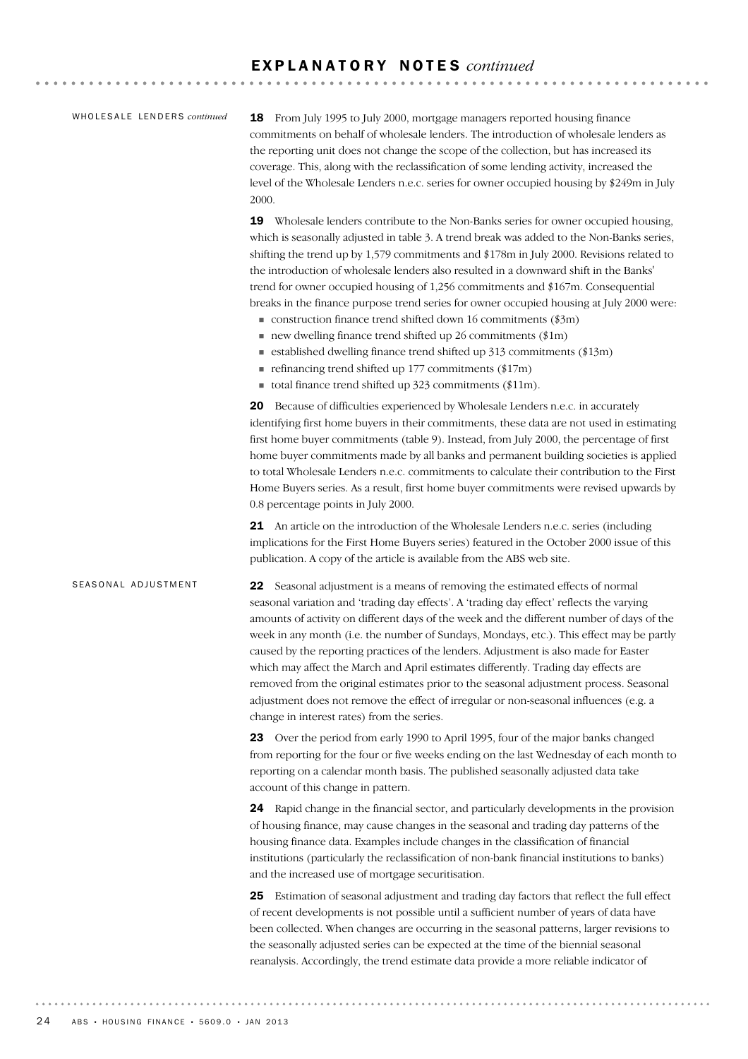# EXPLANATORY NOTES *continued*

## WHOLESALE LENDERS *continued*

**18** From July 1995 to July 2000, mortgage managers reported housing finance commitments on behalf of wholesale lenders. The introduction of wholesale lenders as the reporting unit does not change the scope of the collection, but has increased its coverage. This, along with the reclassification of some lending activity, increased the level of the Wholesale Lenders n.e.c. series for owner occupied housing by $249m in July 2000.

**19** Wholesale lenders contribute to the Non-Banks series for owner occupied housing, which is seasonally adjusted in table 3. A trend break was added to the Non-Banks series, shifting the trend up by 1,579 commitments and $178m in July 2000. Revisions related to the introduction of wholesale lenders also resulted in a downward shift in the Banks' trend for owner occupied housing of 1,256 commitments and $167m. Consequential breaks in the finance purpose trend series for owner occupied housing at July 2000 were:

- construction finance trend shifted down 16 commitments ($3m)
- new dwelling finance trend shifted up 26 commitments ($1m)
- established dwelling finance trend shifted up 313 commitments ($13m)
- refinancing trend shifted up 177 commitments ($17m)
- total finance trend shifted up 323 commitments ($11m).

**20** Because of difficulties experienced by Wholesale Lenders n.e.c. in accurately identifying first home buyers in their commitments, these data are not used in estimating first home buyer commitments (table 9). Instead, from July 2000, the percentage of first home buyer commitments made by all banks and permanent building societies is applied to total Wholesale Lenders n.e.c. commitments to calculate their contribution to the First Home Buyers series. As a result, first home buyer commitments were revised upwards by 0.8 percentage points in July 2000.

**21** An article on the introduction of the Wholesale Lenders n.e.c. series (including implications for the First Home Buyers series) featured in the October 2000 issue of this publication. A copy of the article is available from the ABS web site.

## SEASONAL ADJUSTMENT

**22** Seasonal adjustment is a means of removing the estimated effects of normal seasonal variation and 'trading day effects'. A 'trading day effect' reflects the varying amounts of activity on different days of the week and the different number of days of the week in any month (i.e. the number of Sundays, Mondays, etc.). This effect may be partly caused by the reporting practices of the lenders. Adjustment is also made for Easter which may affect the March and April estimates differently. Trading day effects are removed from the original estimates prior to the seasonal adjustment process. Seasonal adjustment does not remove the effect of irregular or non-seasonal influences (e.g. a change in interest rates) from the series.

**23** Over the period from early 1990 to April 1995, four of the major banks changed from reporting for the four or five weeks ending on the last Wednesday of each month to reporting on a calendar month basis. The published seasonally adjusted data take account of this change in pattern.

**24** Rapid change in the financial sector, and particularly developments in the provision of housing finance, may cause changes in the seasonal and trading day patterns of the housing finance data. Examples include changes in the classification of financial institutions (particularly the reclassification of non-bank financial institutions to banks) and the increased use of mortgage securitisation.

**25** Estimation of seasonal adjustment and trading day factors that reflect the full effect of recent developments is not possible until a sufficient number of years of data have been collected. When changes are occurring in the seasonal patterns, larger revisions to the seasonally adjusted series can be expected at the time of the biennial seasonal reanalysis. Accordingly, the trend estimate data provide a more reliable indicator of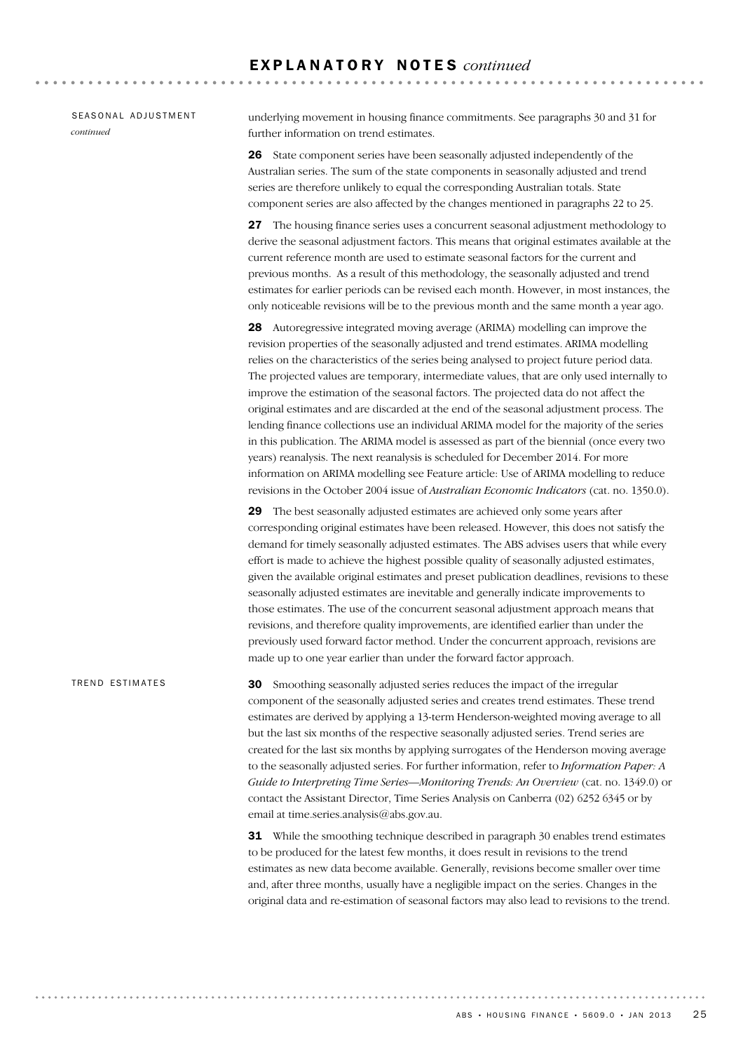# EXPLANATORY NOTES *continued*

## SEASONAL ADJUSTMENT *continued*

underlying movement in housing finance commitments. See paragraphs 30 and 31 for further information on trend estimates.

**26** State component series have been seasonally adjusted independently of the Australian series. The sum of the state components in seasonally adjusted and trend series are therefore unlikely to equal the corresponding Australian totals. State component series are also affected by the changes mentioned in paragraphs 22 to 25.

**27** The housing finance series uses a concurrent seasonal adjustment methodology to derive the seasonal adjustment factors. This means that original estimates available at the current reference month are used to estimate seasonal factors for the current and previous months. As a result of this methodology, the seasonally adjusted and trend estimates for earlier periods can be revised each month. However, in most instances, the only noticeable revisions will be to the previous month and the same month a year ago.

**28** Autoregressive integrated moving average (ARIMA) modelling can improve the revision properties of the seasonally adjusted and trend estimates. ARIMA modelling relies on the characteristics of the series being analysed to project future period data. The projected values are temporary, intermediate values, that are only used internally to improve the estimation of the seasonal factors. The projected data do not affect the original estimates and are discarded at the end of the seasonal adjustment process. The lending finance collections use an individual ARIMA model for the majority of the series in this publication. The ARIMA model is assessed as part of the biennial (once every two years) reanalysis. The next reanalysis is scheduled for December 2014. For more information on ARIMA modelling see Feature article: Use of ARIMA modelling to reduce revisions in the October 2004 issue of *Australian Economic Indicators* (cat. no. 1350.0).

**29** The best seasonally adjusted estimates are achieved only some years after corresponding original estimates have been released. However, this does not satisfy the demand for timely seasonally adjusted estimates. The ABS advises users that while every effort is made to achieve the highest possible quality of seasonally adjusted estimates, given the available original estimates and preset publication deadlines, revisions to these seasonally adjusted estimates are inevitable and generally indicate improvements to those estimates. The use of the concurrent seasonal adjustment approach means that revisions, and therefore quality improvements, are identified earlier than under the previously used forward factor method. Under the concurrent approach, revisions are made up to one year earlier than under the forward factor approach.

## TREND ESTIMATES

**30** Smoothing seasonally adjusted series reduces the impact of the irregular component of the seasonally adjusted series and creates trend estimates. These trend estimates are derived by applying a 13-term Henderson-weighted moving average to all but the last six months of the respective seasonally adjusted series. Trend series are created for the last six months by applying surrogates of the Henderson moving average to the seasonally adjusted series. For further information, refer to *Information Paper: A Guide to Interpreting Time Series—Monitoring Trends: An Overview* (cat. no. 1349.0) or contact the Assistant Director, Time Series Analysis on Canberra (02) 6252 6345 or by email at time.series.analysis@abs.gov.au.

**31** While the smoothing technique described in paragraph 30 enables trend estimates to be produced for the latest few months, it does result in revisions to the trend estimates as new data become available. Generally, revisions become smaller over time and, after three months, usually have a negligible impact on the series. Changes in the original data and re-estimation of seasonal factors may also lead to revisions to the trend.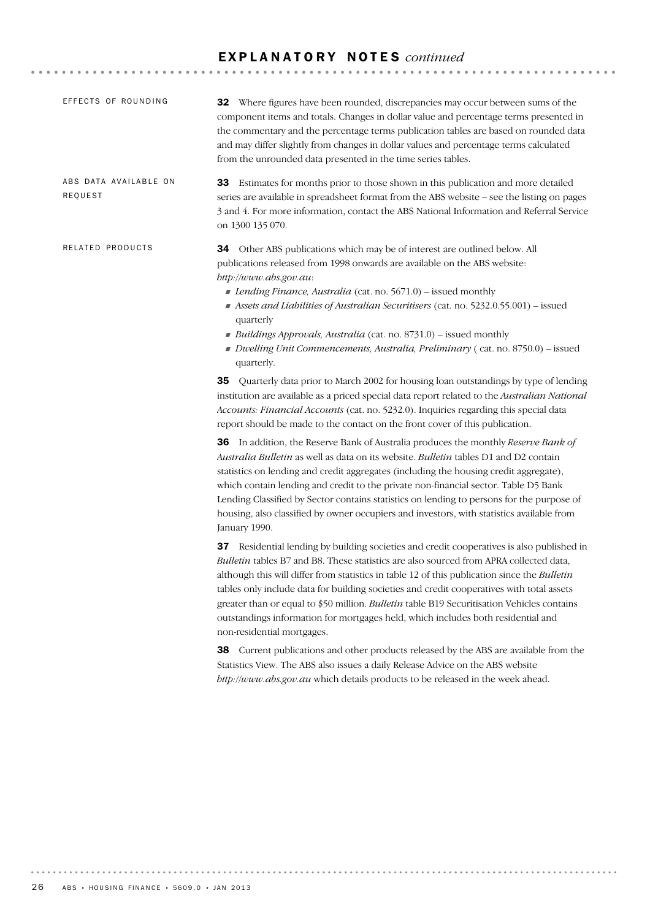## EXPLANATORY NOTES *continued*

### EFFECTS OF ROUNDING

**32** Where figures have been rounded, discrepancies may occur between sums of the component items and totals. Changes in dollar value and percentage terms presented in the commentary and the percentage terms publication tables are based on rounded data and may differ slightly from changes in dollar values and percentage terms calculated from the unrounded data presented in the time series tables.

### ABS DATA AVAILABLE ON REQUEST

**33** Estimates for months prior to those shown in this publication and more detailed series are available in spreadsheet format from the ABS website – see the listing on pages 3 and 4. For more information, contact the ABS National Information and Referral Service on 1300 135 070.

### RELATED PRODUCTS

**34** Other ABS publications which may be of interest are outlined below. All publications released from 1998 onwards are available on the ABS website: *http://www.abs.gov.au*:

- *Lending Finance, Australia* (cat. no. 5671.0) – issued monthly
- *Assets and Liabilities of Australian Securitisers* (cat. no. 5232.0.55.001) – issued quarterly
- *Buildings Approvals, Australia* (cat. no. 8731.0) – issued monthly
- *Dwelling Unit Commencements, Australia, Preliminary* ( cat. no. 8750.0) – issued quarterly.

**35** Quarterly data prior to March 2002 for housing loan outstandings by type of lending institution are available as a priced special data report related to the *Australian National Accounts: Financial Accounts* (cat. no. 5232.0). Inquiries regarding this special data report should be made to the contact on the front cover of this publication.

**36** In addition, the Reserve Bank of Australia produces the monthly *Reserve Bank of Australia Bulletin* as well as data on its website. *Bulletin* tables D1 and D2 contain statistics on lending and credit aggregates (including the housing credit aggregate), which contain lending and credit to the private non-financial sector. Table D5 Bank Lending Classified by Sector contains statistics on lending to persons for the purpose of housing, also classified by owner occupiers and investors, with statistics available from January 1990.

**37** Residential lending by building societies and credit cooperatives is also published in *Bulletin* tables B7 and B8. These statistics are also sourced from APRA collected data, although this will differ from statistics in table 12 of this publication since the *Bulletin* tables only include data for building societies and credit cooperatives with total assets greater than or equal to $50 million. *Bulletin* table B19 Securitisation Vehicles contains outstandings information for mortgages held, which includes both residential and non-residential mortgages.

**38** Current publications and other products released by the ABS are available from the Statistics View. The ABS also issues a daily Release Advice on the ABS website *http://www.abs.gov.au* which details products to be released in the week ahead.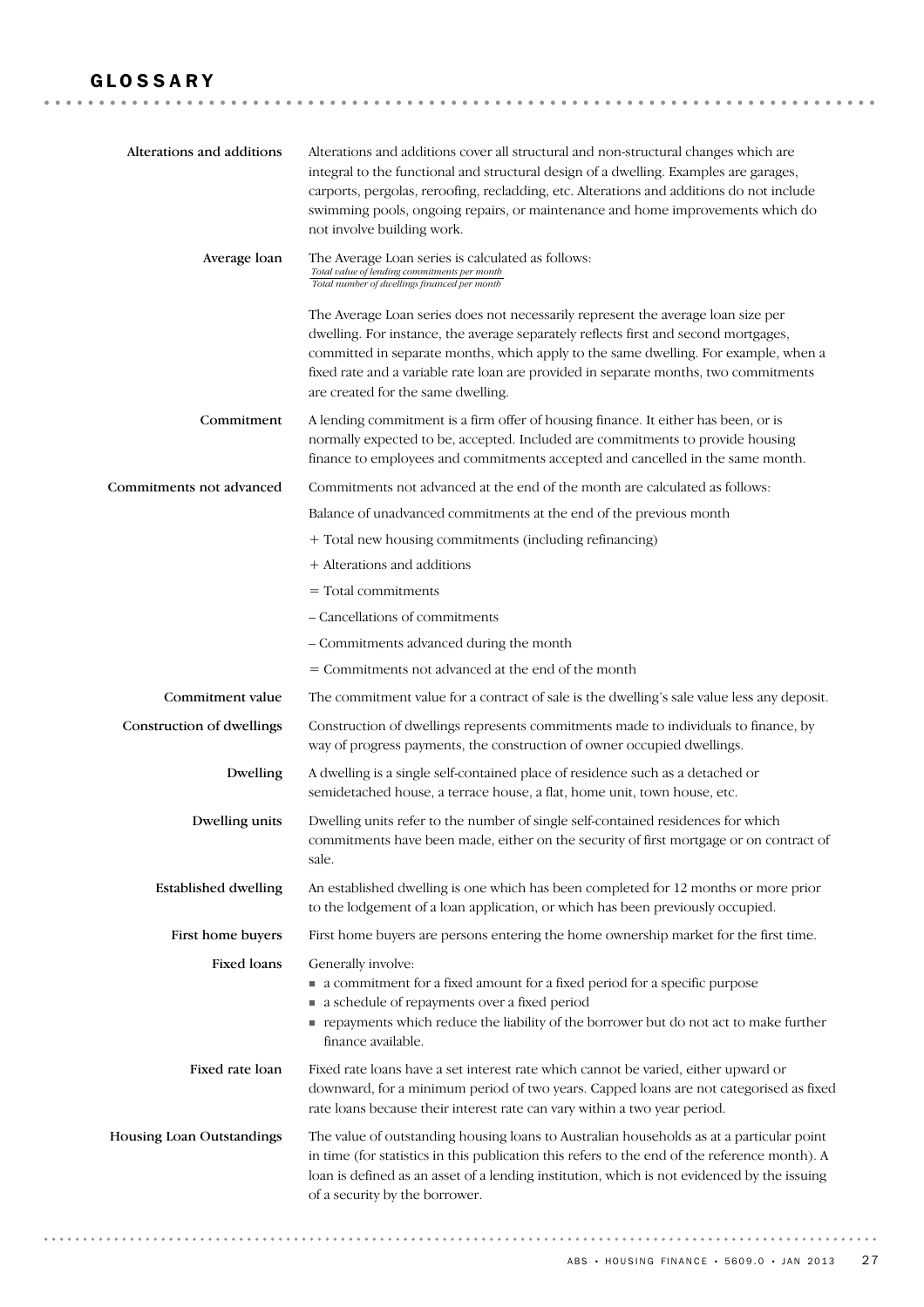# GLOSSARY

**Alterations and additions**

Alterations and additions cover all structural and non-structural changes which are integral to the functional and structural design of a dwelling. Examples are garages, carports, pergolas, reroofing, recladding, etc. Alterations and additions do not include swimming pools, ongoing repairs, or maintenance and home improvements which do not involve building work.

**Average loan**

The Average Loan series is calculated as follows:

$$\frac{\textit{Total value of lending commitments per month}}{\textit{Total number of dwellings financed per month}}$$

The Average Loan series does not necessarily represent the average loan size per dwelling. For instance, the average separately reflects first and second mortgages, committed in separate months, which apply to the same dwelling. For example, when a fixed rate and a variable rate loan are provided in separate months, two commitments are created for the same dwelling.

**Commitment**

A lending commitment is a firm offer of housing finance. It either has been, or is normally expected to be, accepted. Included are commitments to provide housing finance to employees and commitments accepted and cancelled in the same month.

**Commitments not advanced**

Commitments not advanced at the end of the month are calculated as follows:

Balance of unadvanced commitments at the end of the previous month

\+ Total new housing commitments (including refinancing)

\+ Alterations and additions

= Total commitments

– Cancellations of commitments

– Commitments advanced during the month

= Commitments not advanced at the end of the month

**Commitment value**

The commitment value for a contract of sale is the dwelling's sale value less any deposit.

**Construction of dwellings**

Construction of dwellings represents commitments made to individuals to finance, by way of progress payments, the construction of owner occupied dwellings.

**Dwelling**

A dwelling is a single self-contained place of residence such as a detached or semidetached house, a terrace house, a flat, home unit, town house, etc.

**Dwelling units**

Dwelling units refer to the number of single self-contained residences for which commitments have been made, either on the security of first mortgage or on contract of sale.

**Established dwelling**

An established dwelling is one which has been completed for 12 months or more prior to the lodgement of a loan application, or which has been previously occupied.

**First home buyers**

First home buyers are persons entering the home ownership market for the first time.

**Fixed loans**

Generally involve:

- a commitment for a fixed amount for a fixed period for a specific purpose
- a schedule of repayments over a fixed period
- repayments which reduce the liability of the borrower but do not act to make further finance available.

**Fixed rate loan**

Fixed rate loans have a set interest rate which cannot be varied, either upward or downward, for a minimum period of two years. Capped loans are not categorised as fixed rate loans because their interest rate can vary within a two year period.

**Housing Loan Outstandings**

The value of outstanding housing loans to Australian households as at a particular point in time (for statistics in this publication this refers to the end of the reference month). A loan is defined as an asset of a lending institution, which is not evidenced by the issuing of a security by the borrower.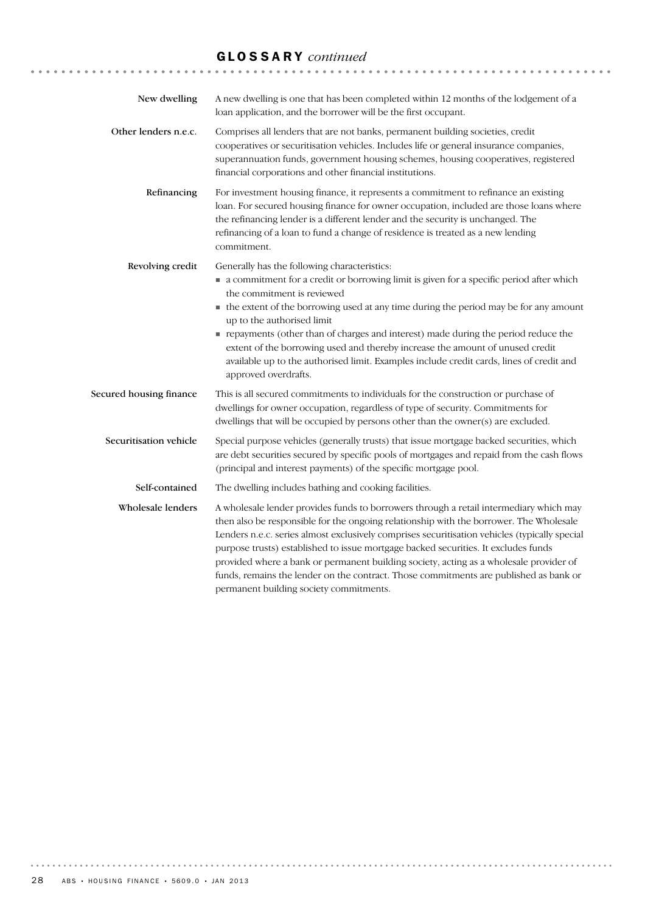## GLOSSARY *continued*

**New dwelling**

A new dwelling is one that has been completed within 12 months of the lodgement of a loan application, and the borrower will be the first occupant.

**Other lenders n.e.c.**

Comprises all lenders that are not banks, permanent building societies, credit cooperatives or securitisation vehicles. Includes life or general insurance companies, superannuation funds, government housing schemes, housing cooperatives, registered financial corporations and other financial institutions.

**Refinancing**

For investment housing finance, it represents a commitment to refinance an existing loan. For secured housing finance for owner occupation, included are those loans where the refinancing lender is a different lender and the security is unchanged. The refinancing of a loan to fund a change of residence is treated as a new lending commitment.

**Revolving credit**

Generally has the following characteristics:

- a commitment for a credit or borrowing limit is given for a specific period after which the commitment is reviewed
- the extent of the borrowing used at any time during the period may be for any amount up to the authorised limit
- repayments (other than of charges and interest) made during the period reduce the extent of the borrowing used and thereby increase the amount of unused credit available up to the authorised limit. Examples include credit cards, lines of credit and approved overdrafts.

**Secured housing finance**

This is all secured commitments to individuals for the construction or purchase of dwellings for owner occupation, regardless of type of security. Commitments for dwellings that will be occupied by persons other than the owner(s) are excluded.

**Securitisation vehicle**

Special purpose vehicles (generally trusts) that issue mortgage backed securities, which are debt securities secured by specific pools of mortgages and repaid from the cash flows (principal and interest payments) of the specific mortgage pool.

**Self-contained**

The dwelling includes bathing and cooking facilities.

**Wholesale lenders**

A wholesale lender provides funds to borrowers through a retail intermediary which may then also be responsible for the ongoing relationship with the borrower. The Wholesale Lenders n.e.c. series almost exclusively comprises securitisation vehicles (typically special purpose trusts) established to issue mortgage backed securities. It excludes funds provided where a bank or permanent building society, acting as a wholesale provider of funds, remains the lender on the contract. Those commitments are published as bank or permanent building society commitments.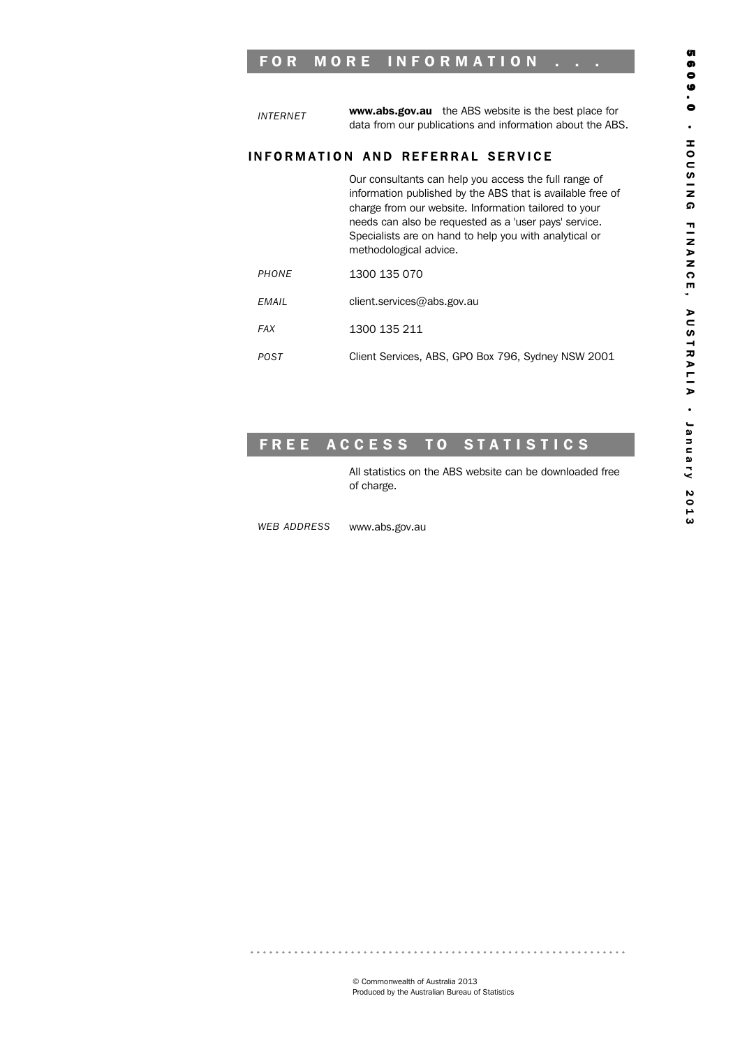## FOR MORE INFORMATION . . .

*INTERNET* **www.abs.gov.au** the ABS website is the best place for data from our publications and information about the ABS.

### INFORMATION AND REFERRAL SERVICE

Our consultants can help you access the full range of information published by the ABS that is available free of charge from our website. Information tailored to your needs can also be requested as a 'user pays' service. Specialists are on hand to help you with analytical or methodological advice.

*PHONE* 1300 135 070

*EMAIL* client.services@abs.gov.au

*FAX* 1300 135 211

*POST* Client Services, ABS, GPO Box 796, Sydney NSW 2001

## FREE ACCESS TO STATISTICS

All statistics on the ABS website can be downloaded free of charge.

*WEB ADDRESS* www.abs.gov.au

© Commonwealth of Australia 2013
Produced by the Australian Bureau of Statistics